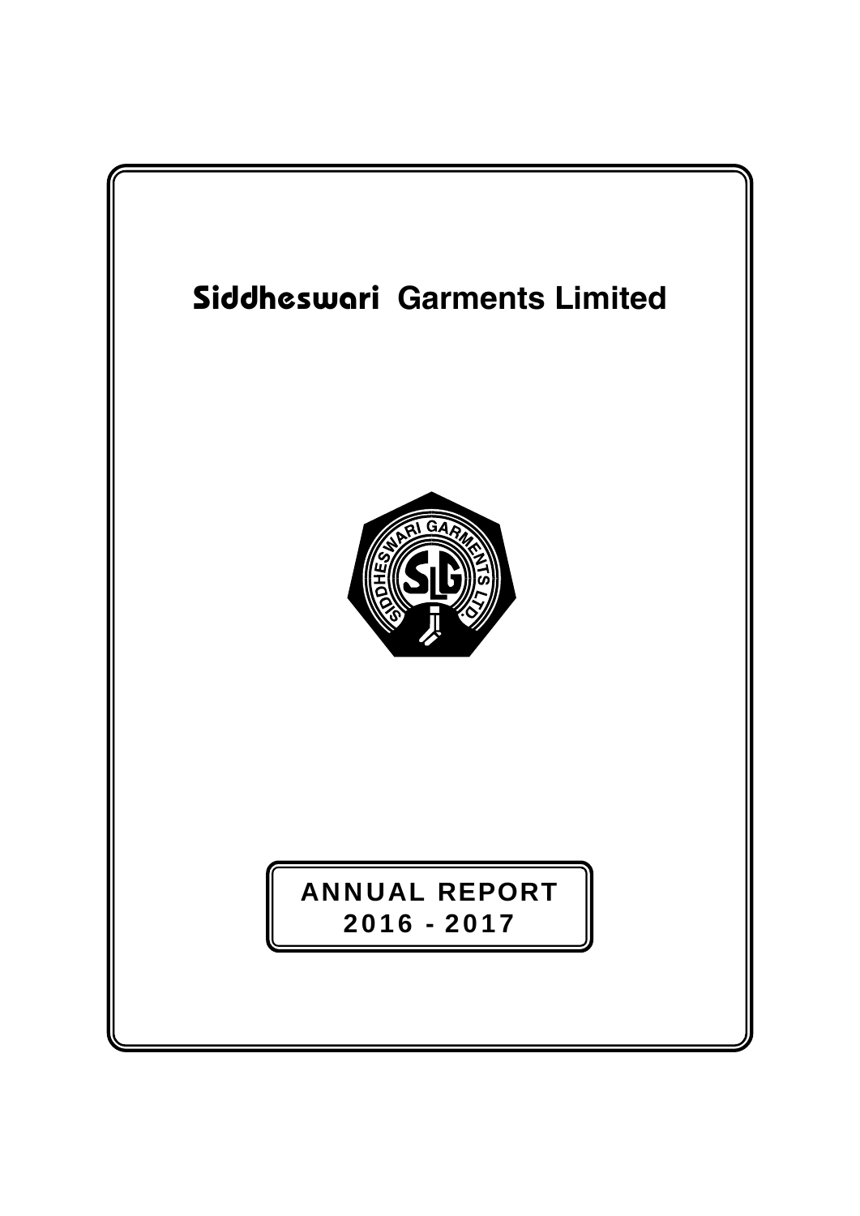# Siddheswari Garments Limited

## ANNUAL REPORT
## 2016 - 2017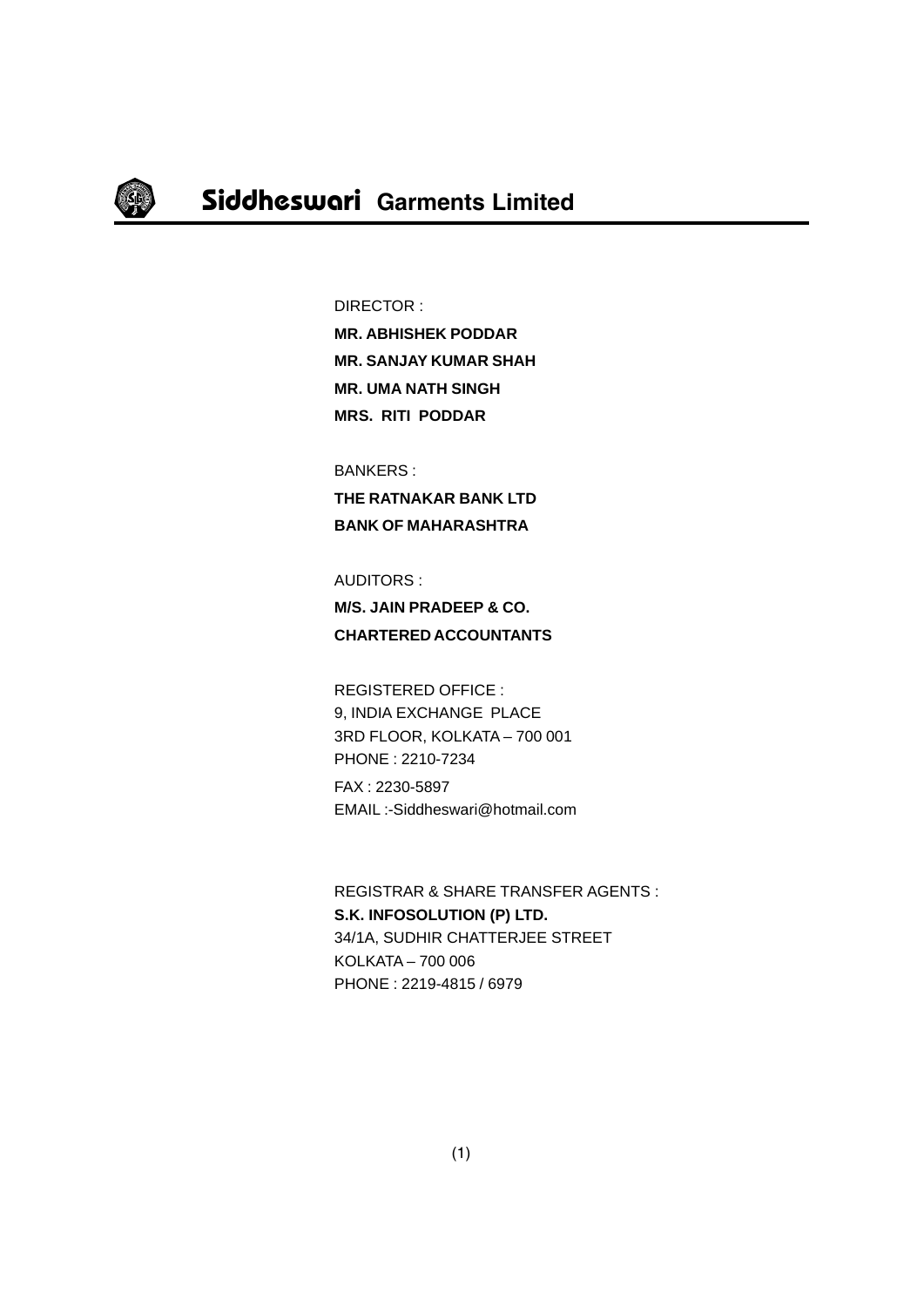# Siddheswari Garments Limited

DIRECTOR :

**MR. ABHISHEK PODDAR**

**MR. SANJAY KUMAR SHAH**

**MR. UMA NATH SINGH**

**MRS. RITI PODDAR**

BANKERS :

**THE RATNAKAR BANK LTD**

**BANK OF MAHARASHTRA**

AUDITORS :

**M/S. JAIN PRADEEP & CO.**

**CHARTERED ACCOUNTANTS**

REGISTERED OFFICE :
9, INDIA EXCHANGE PLACE
3RD FLOOR, KOLKATA – 700 001
PHONE : 2210-7234
FAX : 2230-5897
EMAIL :-Siddheswari@hotmail.com

REGISTRAR & SHARE TRANSFER AGENTS :
**S.K. INFOSOLUTION (P) LTD.**
34/1A, SUDHIR CHATTERJEE STREET
KOLKATA – 700 006
PHONE : 2219-4815 / 6979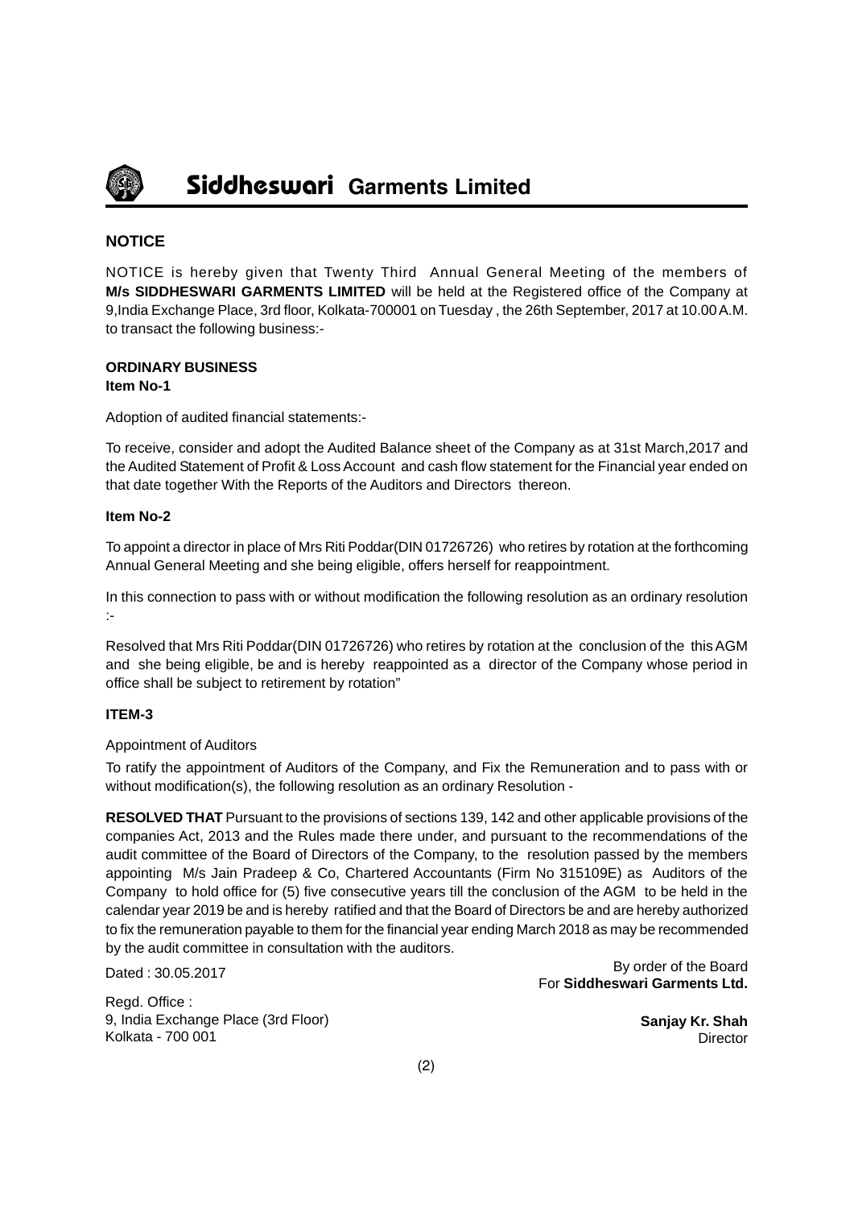## NOTICE

NOTICE is hereby given that Twenty Third Annual General Meeting of the members of **M/s SIDDHESWARI GARMENTS LIMITED** will be held at the Registered office of the Company at 9,India Exchange Place, 3rd floor, Kolkata-700001 on Tuesday , the 26th September, 2017 at 10.00 A.M. to transact the following business:-

### ORDINARY BUSINESS

**Item No-1**

Adoption of audited financial statements:-

To receive, consider and adopt the Audited Balance sheet of the Company as at 31st March,2017 and the Audited Statement of Profit & Loss Account and cash flow statement for the Financial year ended on that date together With the Reports of the Auditors and Directors thereon.

**Item No-2**

To appoint a director in place of Mrs Riti Poddar(DIN 01726726) who retires by rotation at the forthcoming Annual General Meeting and she being eligible, offers herself for reappointment.

In this connection to pass with or without modification the following resolution as an ordinary resolution :-

Resolved that Mrs Riti Poddar(DIN 01726726) who retires by rotation at the conclusion of the this AGM and she being eligible, be and is hereby reappointed as a director of the Company whose period in office shall be subject to retirement by rotation"

**ITEM-3**

Appointment of Auditors

To ratify the appointment of Auditors of the Company, and Fix the Remuneration and to pass with or without modification(s), the following resolution as an ordinary Resolution -

**RESOLVED THAT** Pursuant to the provisions of sections 139, 142 and other applicable provisions of the companies Act, 2013 and the Rules made there under, and pursuant to the recommendations of the audit committee of the Board of Directors of the Company, to the resolution passed by the members appointing M/s Jain Pradeep & Co, Chartered Accountants (Firm No 315109E) as Auditors of the Company to hold office for (5) five consecutive years till the conclusion of the AGM to be held in the calendar year 2019 be and is hereby ratified and that the Board of Directors be and are hereby authorized to fix the remuneration payable to them for the financial year ending March 2018 as may be recommended by the audit committee in consultation with the auditors.

Dated : 30.05.2017

By order of the Board
For **Siddheswari Garments Ltd.**

Regd. Office :
9, India Exchange Place (3rd Floor)
Kolkata - 700 001

**Sanjay Kr. Shah**
Director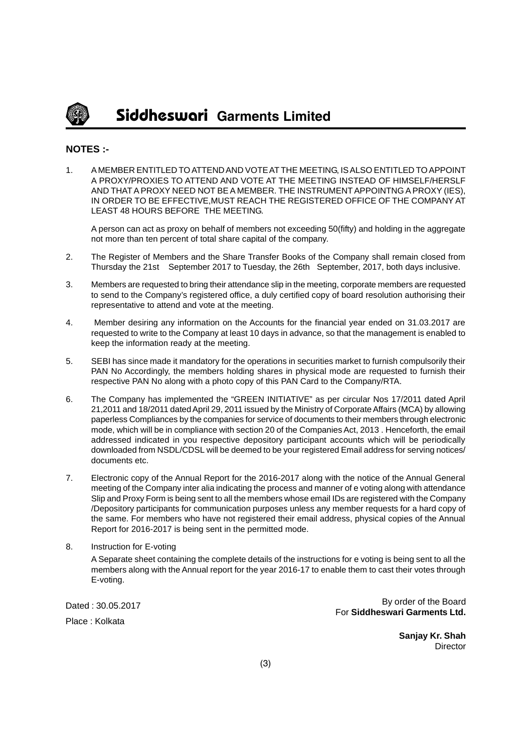## NOTES :-

1. A MEMBER ENTITLED TO ATTEND AND VOTE AT THE MEETING, IS ALSO ENTITLED TO APPOINT A PROXY/PROXIES TO ATTEND AND VOTE AT THE MEETING INSTEAD OF HIMSELF/HERSLF AND THAT A PROXY NEED NOT BE A MEMBER. THE INSTRUMENT APPOINTNG A PROXY (IES), IN ORDER TO BE EFFECTIVE,MUST REACH THE REGISTERED OFFICE OF THE COMPANY AT LEAST 48 HOURS BEFORE THE MEETING.

   A person can act as proxy on behalf of members not exceeding 50(fifty) and holding in the aggregate not more than ten percent of total share capital of the company.

2. The Register of Members and the Share Transfer Books of the Company shall remain closed from Thursday the 21st September 2017 to Tuesday, the 26th September, 2017, both days inclusive.

3. Members are requested to bring their attendance slip in the meeting, corporate members are requested to send to the Company's registered office, a duly certified copy of board resolution authorising their representative to attend and vote at the meeting.

4. Member desiring any information on the Accounts for the financial year ended on 31.03.2017 are requested to write to the Company at least 10 days in advance, so that the management is enabled to keep the information ready at the meeting.

5. SEBI has since made it mandatory for the operations in securities market to furnish compulsorily their PAN No Accordingly, the members holding shares in physical mode are requested to furnish their respective PAN No along with a photo copy of this PAN Card to the Company/RTA.

6. The Company has implemented the "GREEN INITIATIVE" as per circular Nos 17/2011 dated April 21,2011 and 18/2011 dated April 29, 2011 issued by the Ministry of Corporate Affairs (MCA) by allowing paperless Compliances by the companies for service of documents to their members through electronic mode, which will be in compliance with section 20 of the Companies Act, 2013 . Henceforth, the email addressed indicated in you respective depository participant accounts which will be periodically downloaded from NSDL/CDSL will be deemed to be your registered Email address for serving notices/ documents etc.

7. Electronic copy of the Annual Report for the 2016-2017 along with the notice of the Annual General meeting of the Company inter alia indicating the process and manner of e voting along with attendance Slip and Proxy Form is being sent to all the members whose email IDs are registered with the Company /Depository participants for communication purposes unless any member requests for a hard copy of the same. For members who have not registered their email address, physical copies of the Annual Report for 2016-2017 is being sent in the permitted mode.

8. Instruction for E-voting

   A Separate sheet containing the complete details of the instructions for e voting is being sent to all the members along with the Annual report for the year 2016-17 to enable them to cast their votes through E-voting.

Dated : 30.05.2017

Place : Kolkata

By order of the Board
For **Siddheswari Garments Ltd.**

**Sanjay Kr. Shah**
Director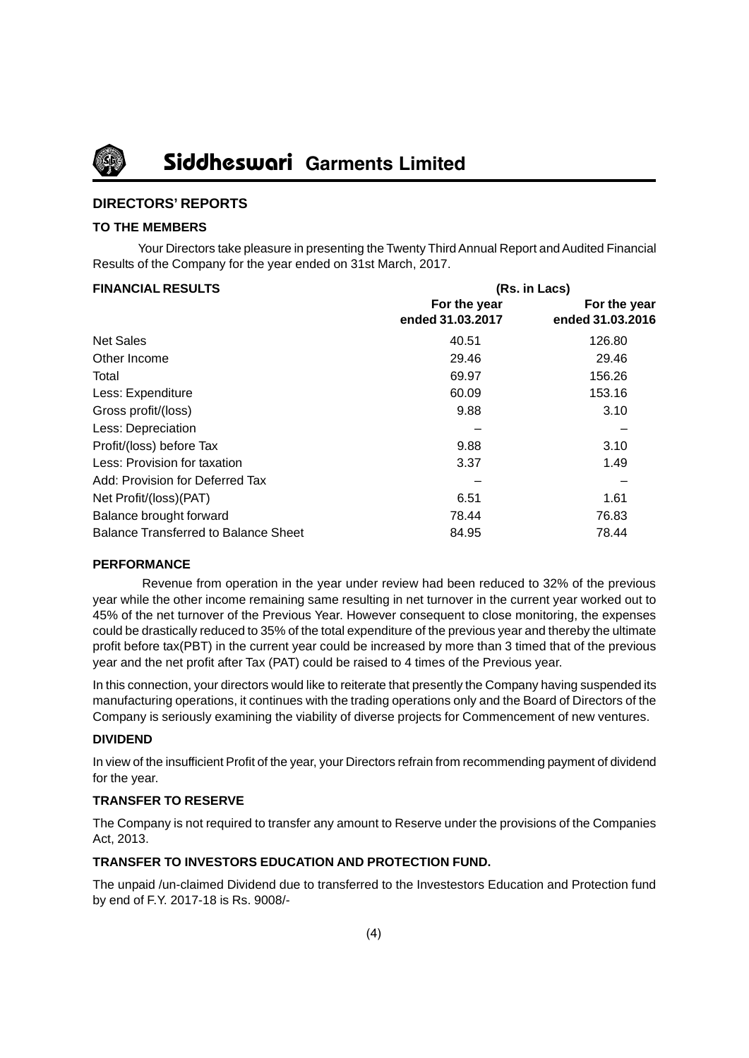## DIRECTORS' REPORTS

### TO THE MEMBERS

Your Directors take pleasure in presenting the Twenty Third Annual Report and Audited Financial Results of the Company for the year ended on 31st March, 2017.

| FINANCIAL RESULTS | (Rs. in Lacs) | |
|---|---|---|
| | For the year ended 31.03.2017 | For the year ended 31.03.2016 |
| Net Sales | 40.51 | 126.80 |
| Other Income | 29.46 | 29.46 |
| Total | 69.97 | 156.26 |
| Less: Expenditure | 60.09 | 153.16 |
| Gross profit/(loss) | 9.88 | 3.10 |
| Less: Depreciation | – | – |
| Profit/(loss) before Tax | 9.88 | 3.10 |
| Less: Provision for taxation | 3.37 | 1.49 |
| Add: Provision for Deferred Tax | – | – |
| Net Profit/(loss)(PAT) | 6.51 | 1.61 |
| Balance brought forward | 78.44 | 76.83 |
| Balance Transferred to Balance Sheet | 84.95 | 78.44 |

### PERFORMANCE

Revenue from operation in the year under review had been reduced to 32% of the previous year while the other income remaining same resulting in net turnover in the current year worked out to 45% of the net turnover of the Previous Year. However consequent to close monitoring, the expenses could be drastically reduced to 35% of the total expenditure of the previous year and thereby the ultimate profit before tax(PBT) in the current year could be increased by more than 3 timed that of the previous year and the net profit after Tax (PAT) could be raised to 4 times of the Previous year.

In this connection, your directors would like to reiterate that presently the Company having suspended its manufacturing operations, it continues with the trading operations only and the Board of Directors of the Company is seriously examining the viability of diverse projects for Commencement of new ventures.

### DIVIDEND

In view of the insufficient Profit of the year, your Directors refrain from recommending payment of dividend for the year.

### TRANSFER TO RESERVE

The Company is not required to transfer any amount to Reserve under the provisions of the Companies Act, 2013.

### TRANSFER TO INVESTORS EDUCATION AND PROTECTION FUND.

The unpaid /un-claimed Dividend due to transferred to the Investestors Education and Protection fund by end of F.Y. 2017-18 is Rs. 9008/-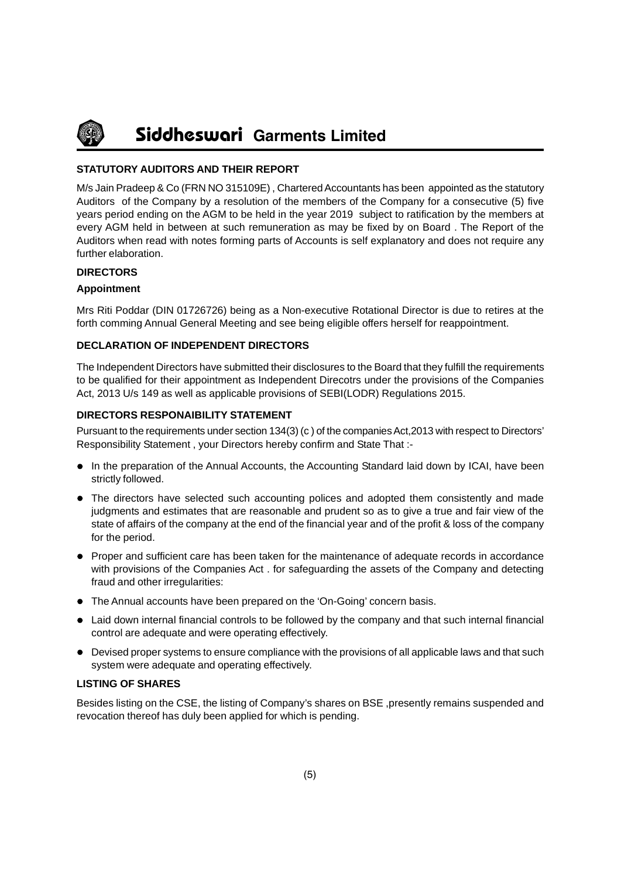## STATUTORY AUDITORS AND THEIR REPORT

M/s Jain Pradeep & Co (FRN NO 315109E) , Chartered Accountants has been appointed as the statutory Auditors of the Company by a resolution of the members of the Company for a consecutive (5) five years period ending on the AGM to be held in the year 2019 subject to ratification by the members at every AGM held in between at such remuneration as may be fixed by on Board . The Report of the Auditors when read with notes forming parts of Accounts is self explanatory and does not require any further elaboration.

## DIRECTORS

### Appointment

Mrs Riti Poddar (DIN 01726726) being as a Non-executive Rotational Director is due to retires at the forth comming Annual General Meeting and see being eligible offers herself for reappointment.

## DECLARATION OF INDEPENDENT DIRECTORS

The Independent Directors have submitted their disclosures to the Board that they fulfill the requirements to be qualified for their appointment as Independent Direcotrs under the provisions of the Companies Act, 2013 U/s 149 as well as applicable provisions of SEBI(LODR) Regulations 2015.

## DIRECTORS RESPONAIBILITY STATEMENT

Pursuant to the requirements under section 134(3) (c ) of the companies Act,2013 with respect to Directors' Responsibility Statement , your Directors hereby confirm and State That :-

- In the preparation of the Annual Accounts, the Accounting Standard laid down by ICAI, have been strictly followed.
- The directors have selected such accounting polices and adopted them consistently and made judgments and estimates that are reasonable and prudent so as to give a true and fair view of the state of affairs of the company at the end of the financial year and of the profit & loss of the company for the period.
- Proper and sufficient care has been taken for the maintenance of adequate records in accordance with provisions of the Companies Act . for safeguarding the assets of the Company and detecting fraud and other irregularities:
- The Annual accounts have been prepared on the 'On-Going' concern basis.
- Laid down internal financial controls to be followed by the company and that such internal financial control are adequate and were operating effectively.
- Devised proper systems to ensure compliance with the provisions of all applicable laws and that such system were adequate and operating effectively.

## LISTING OF SHARES

Besides listing on the CSE, the listing of Company's shares on BSE ,presently remains suspended and revocation thereof has duly been applied for which is pending.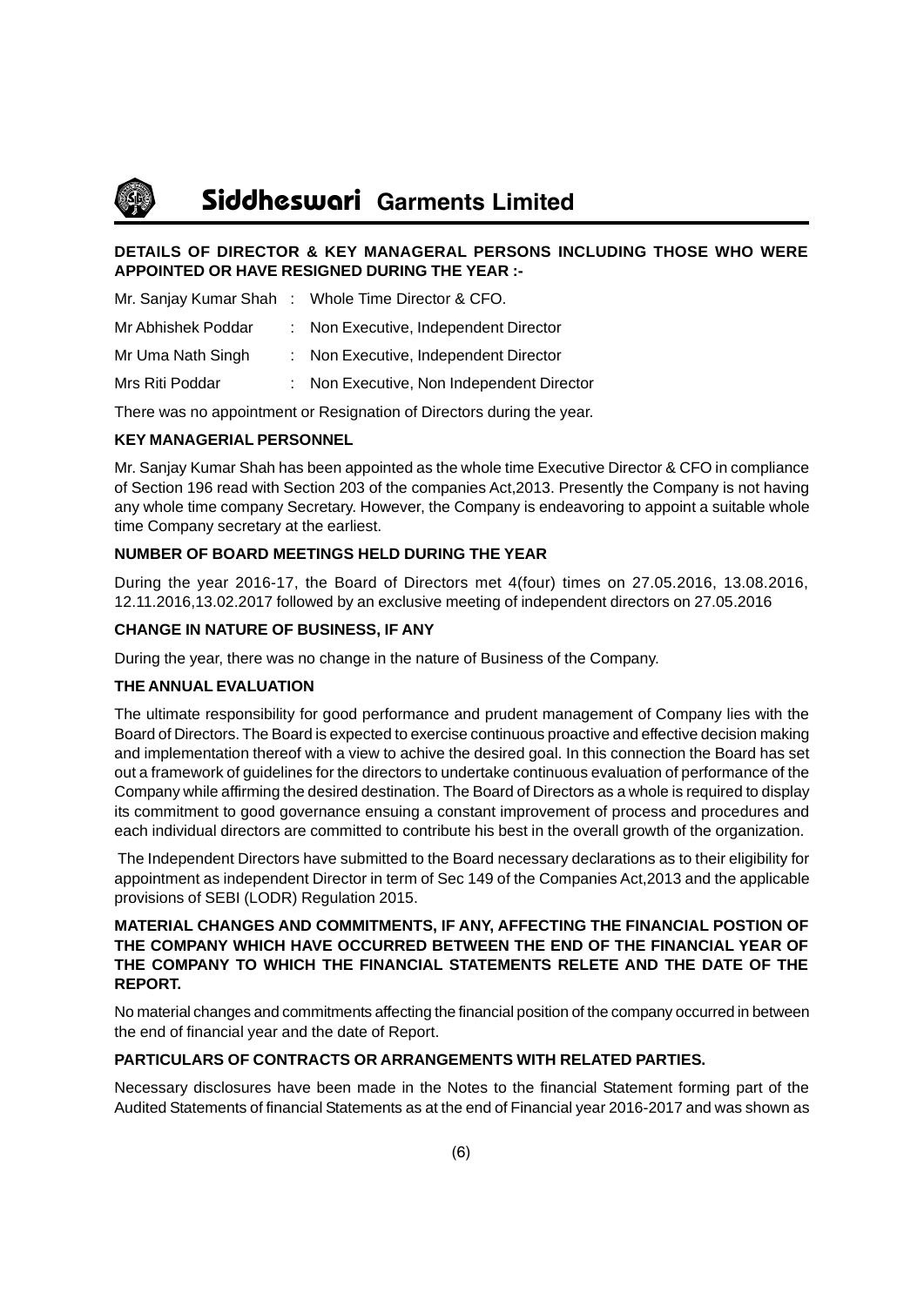**DETAILS OF DIRECTOR & KEY MANAGERAL PERSONS INCLUDING THOSE WHO WERE APPOINTED OR HAVE RESIGNED DURING THE YEAR :-**

Mr. Sanjay Kumar Shah : Whole Time Director & CFO.

Mr Abhishek Poddar : Non Executive, Independent Director

Mr Uma Nath Singh : Non Executive, Independent Director

Mrs Riti Poddar : Non Executive, Non Independent Director

There was no appointment or Resignation of Directors during the year.

**KEY MANAGERIAL PERSONNEL**

Mr. Sanjay Kumar Shah has been appointed as the whole time Executive Director & CFO in compliance of Section 196 read with Section 203 of the companies Act,2013. Presently the Company is not having any whole time company Secretary. However, the Company is endeavoring to appoint a suitable whole time Company secretary at the earliest.

**NUMBER OF BOARD MEETINGS HELD DURING THE YEAR**

During the year 2016-17, the Board of Directors met 4(four) times on 27.05.2016, 13.08.2016, 12.11.2016,13.02.2017 followed by an exclusive meeting of independent directors on 27.05.2016

**CHANGE IN NATURE OF BUSINESS, IF ANY**

During the year, there was no change in the nature of Business of the Company.

**THE ANNUAL EVALUATION**

The ultimate responsibility for good performance and prudent management of Company lies with the Board of Directors. The Board is expected to exercise continuous proactive and effective decision making and implementation thereof with a view to achive the desired goal. In this connection the Board has set out a framework of guidelines for the directors to undertake continuous evaluation of performance of the Company while affirming the desired destination. The Board of Directors as a whole is required to display its commitment to good governance ensuing a constant improvement of process and procedures and each individual directors are committed to contribute his best in the overall growth of the organization.

The Independent Directors have submitted to the Board necessary declarations as to their eligibility for appointment as independent Director in term of Sec 149 of the Companies Act,2013 and the applicable provisions of SEBI (LODR) Regulation 2015.

**MATERIAL CHANGES AND COMMITMENTS, IF ANY, AFFECTING THE FINANCIAL POSTION OF THE COMPANY WHICH HAVE OCCURRED BETWEEN THE END OF THE FINANCIAL YEAR OF THE COMPANY TO WHICH THE FINANCIAL STATEMENTS RELETE AND THE DATE OF THE REPORT.**

No material changes and commitments affecting the financial position of the company occurred in between the end of financial year and the date of Report.

**PARTICULARS OF CONTRACTS OR ARRANGEMENTS WITH RELATED PARTIES.**

Necessary disclosures have been made in the Notes to the financial Statement forming part of the Audited Statements of financial Statements as at the end of Financial year 2016-2017 and was shown as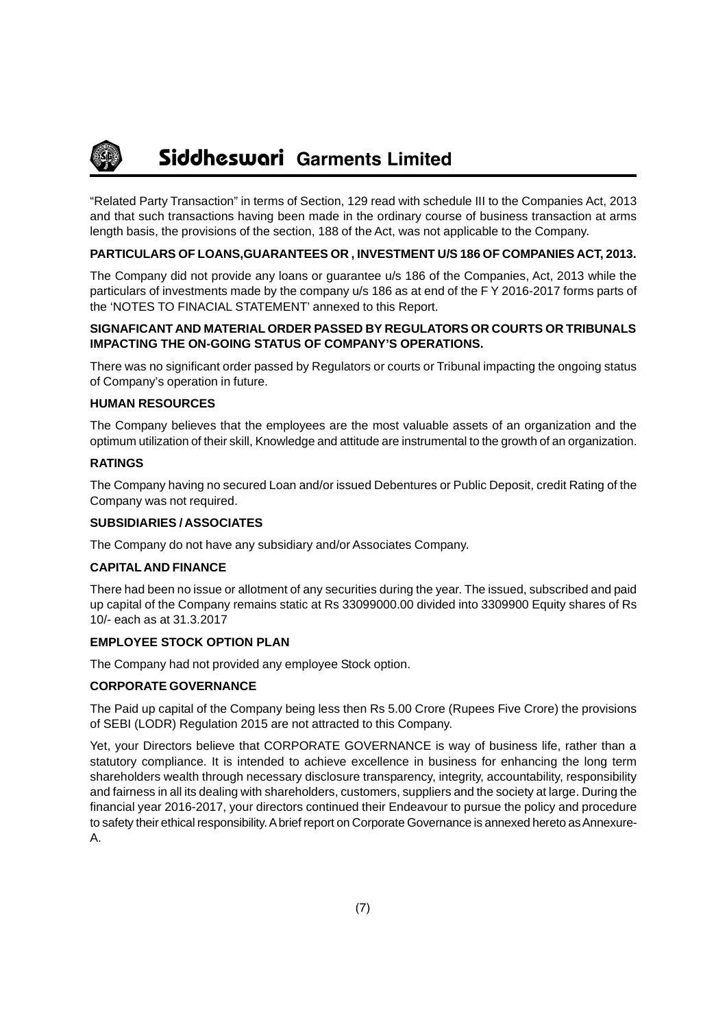"Related Party Transaction" in terms of Section, 129 read with schedule III to the Companies Act, 2013 and that such transactions having been made in the ordinary course of business transaction at arms length basis, the provisions of the section, 188 of the Act, was not applicable to the Company.

**PARTICULARS OF LOANS,GUARANTEES OR , INVESTMENT U/S 186 OF COMPANIES ACT, 2013.**

The Company did not provide any loans or guarantee u/s 186 of the Companies, Act, 2013 while the particulars of investments made by the company u/s 186 as at end of the F Y 2016-2017 forms parts of the 'NOTES TO FINACIAL STATEMENT' annexed to this Report.

**SIGNAFICANT AND MATERIAL ORDER PASSED BY REGULATORS OR COURTS OR TRIBUNALS IMPACTING THE ON-GOING STATUS OF COMPANY'S OPERATIONS.**

There was no significant order passed by Regulators or courts or Tribunal impacting the ongoing status of Company's operation in future.

**HUMAN RESOURCES**

The Company believes that the employees are the most valuable assets of an organization and the optimum utilization of their skill, Knowledge and attitude are instrumental to the growth of an organization.

**RATINGS**

The Company having no secured Loan and/or issued Debentures or Public Deposit, credit Rating of the Company was not required.

**SUBSIDIARIES / ASSOCIATES**

The Company do not have any subsidiary and/or Associates Company.

**CAPITAL AND FINANCE**

There had been no issue or allotment of any securities during the year. The issued, subscribed and paid up capital of the Company remains static at Rs 33099000.00 divided into 3309900 Equity shares of Rs 10/- each as at 31.3.2017

**EMPLOYEE STOCK OPTION PLAN**

The Company had not provided any employee Stock option.

**CORPORATE GOVERNANCE**

The Paid up capital of the Company being less then Rs 5.00 Crore (Rupees Five Crore) the provisions of SEBI (LODR) Regulation 2015 are not attracted to this Company.

Yet, your Directors believe that CORPORATE GOVERNANCE is way of business life, rather than a statutory compliance. It is intended to achieve excellence in business for enhancing the long term shareholders wealth through necessary disclosure transparency, integrity, accountability, responsibility and fairness in all its dealing with shareholders, customers, suppliers and the society at large. During the financial year 2016-2017, your directors continued their Endeavour to pursue the policy and procedure to safety their ethical responsibility. A brief report on Corporate Governance is annexed hereto as Annexure-A.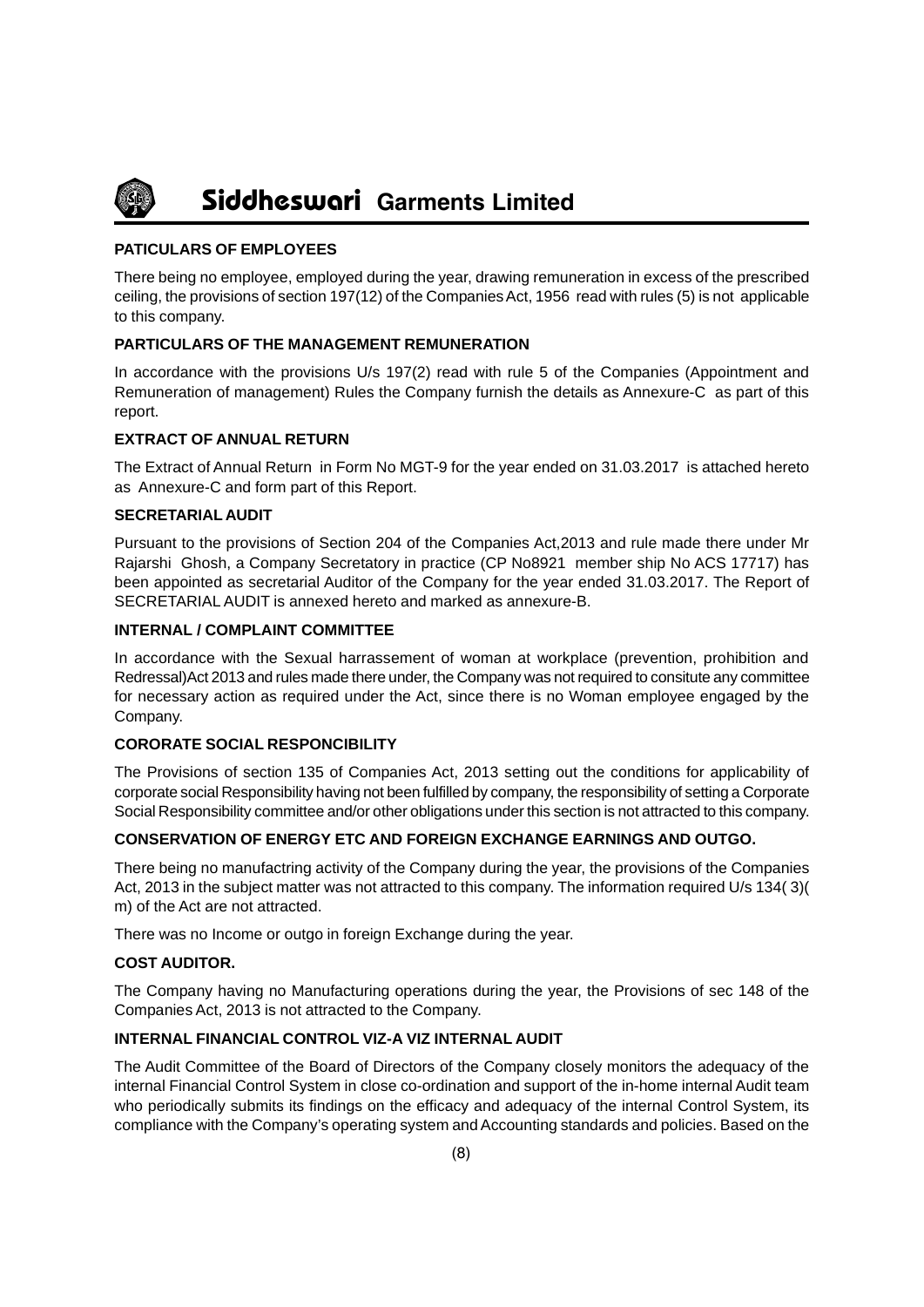**PATICULARS OF EMPLOYEES**

There being no employee, employed during the year, drawing remuneration in excess of the prescribed ceiling, the provisions of section 197(12) of the Companies Act, 1956 read with rules (5) is not applicable to this company.

**PARTICULARS OF THE MANAGEMENT REMUNERATION**

In accordance with the provisions U/s 197(2) read with rule 5 of the Companies (Appointment and Remuneration of management) Rules the Company furnish the details as Annexure-C as part of this report.

**EXTRACT OF ANNUAL RETURN**

The Extract of Annual Return in Form No MGT-9 for the year ended on 31.03.2017 is attached hereto as Annexure-C and form part of this Report.

**SECRETARIAL AUDIT**

Pursuant to the provisions of Section 204 of the Companies Act,2013 and rule made there under Mr Rajarshi Ghosh, a Company Secretatory in practice (CP No8921 member ship No ACS 17717) has been appointed as secretarial Auditor of the Company for the year ended 31.03.2017. The Report of SECRETARIAL AUDIT is annexed hereto and marked as annexure-B.

**INTERNAL / COMPLAINT COMMITTEE**

In accordance with the Sexual harrassement of woman at workplace (prevention, prohibition and Redressal)Act 2013 and rules made there under, the Company was not required to consitute any committee for necessary action as required under the Act, since there is no Woman employee engaged by the Company.

**CORORATE SOCIAL RESPONCIBILITY**

The Provisions of section 135 of Companies Act, 2013 setting out the conditions for applicability of corporate social Responsibility having not been fulfilled by company, the responsibility of setting a Corporate Social Responsibility committee and/or other obligations under this section is not attracted to this company.

**CONSERVATION OF ENERGY ETC AND FOREIGN EXCHANGE EARNINGS AND OUTGO.**

There being no manufactring activity of the Company during the year, the provisions of the Companies Act, 2013 in the subject matter was not attracted to this company. The information required U/s 134( 3)( m) of the Act are not attracted.

There was no Income or outgo in foreign Exchange during the year.

**COST AUDITOR.**

The Company having no Manufacturing operations during the year, the Provisions of sec 148 of the Companies Act, 2013 is not attracted to the Company.

**INTERNAL FINANCIAL CONTROL VIZ-A VIZ INTERNAL AUDIT**

The Audit Committee of the Board of Directors of the Company closely monitors the adequacy of the internal Financial Control System in close co-ordination and support of the in-home internal Audit team who periodically submits its findings on the efficacy and adequacy of the internal Control System, its compliance with the Company's operating system and Accounting standards and policies. Based on the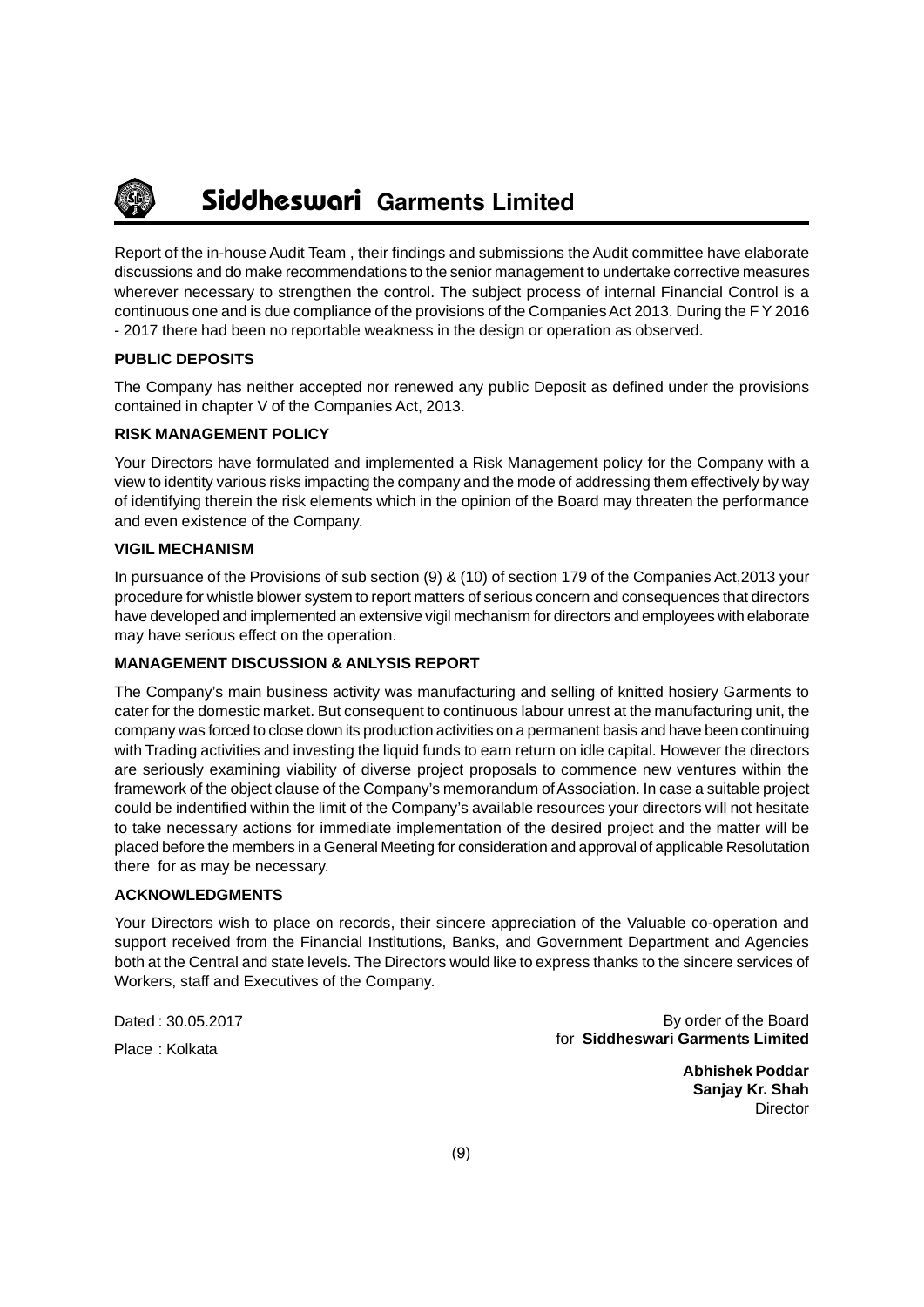Report of the in-house Audit Team , their findings and submissions the Audit committee have elaborate discussions and do make recommendations to the senior management to undertake corrective measures wherever necessary to strengthen the control. The subject process of internal Financial Control is a continuous one and is due compliance of the provisions of the Companies Act 2013. During the F Y 2016 - 2017 there had been no reportable weakness in the design or operation as observed.

**PUBLIC DEPOSITS**

The Company has neither accepted nor renewed any public Deposit as defined under the provisions contained in chapter V of the Companies Act, 2013.

**RISK MANAGEMENT POLICY**

Your Directors have formulated and implemented a Risk Management policy for the Company with a view to identity various risks impacting the company and the mode of addressing them effectively by way of identifying therein the risk elements which in the opinion of the Board may threaten the performance and even existence of the Company.

**VIGIL MECHANISM**

In pursuance of the Provisions of sub section (9) & (10) of section 179 of the Companies Act,2013 your procedure for whistle blower system to report matters of serious concern and consequences that directors have developed and implemented an extensive vigil mechanism for directors and employees with elaborate may have serious effect on the operation.

**MANAGEMENT DISCUSSION & ANLYSIS REPORT**

The Company's main business activity was manufacturing and selling of knitted hosiery Garments to cater for the domestic market. But consequent to continuous labour unrest at the manufacturing unit, the company was forced to close down its production activities on a permanent basis and have been continuing with Trading activities and investing the liquid funds to earn return on idle capital. However the directors are seriously examining viability of diverse project proposals to commence new ventures within the framework of the object clause of the Company's memorandum of Association. In case a suitable project could be indentified within the limit of the Company's available resources your directors will not hesitate to take necessary actions for immediate implementation of the desired project and the matter will be placed before the members in a General Meeting for consideration and approval of applicable Resolutation there for as may be necessary.

**ACKNOWLEDGMENTS**

Your Directors wish to place on records, their sincere appreciation of the Valuable co-operation and support received from the Financial Institutions, Banks, and Government Department and Agencies both at the Central and state levels. The Directors would like to express thanks to the sincere services of Workers, staff and Executives of the Company.

Dated : 30.05.2017

Place : Kolkata

By order of the Board
for **Siddheswari Garments Limited**

**Abhishek Poddar**
**Sanjay Kr. Shah**
Director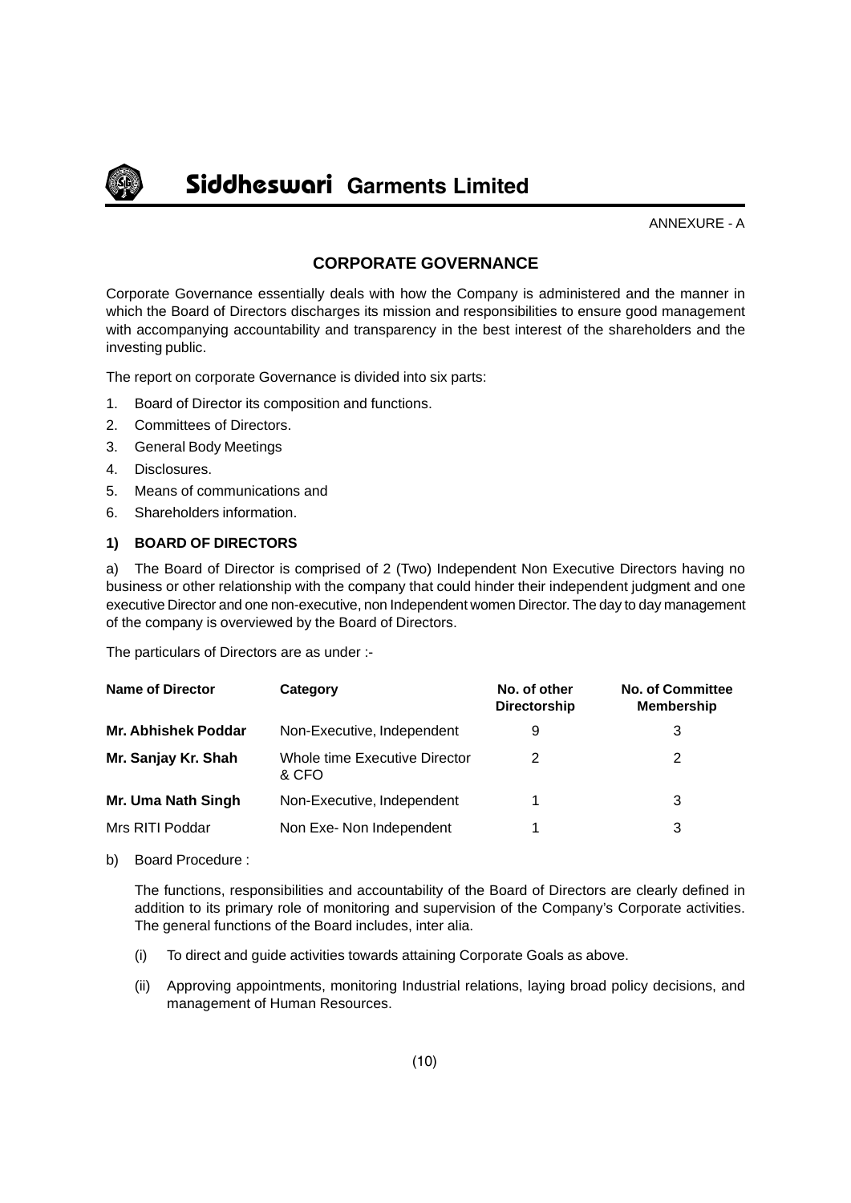ANNEXURE - A

## CORPORATE GOVERNANCE

Corporate Governance essentially deals with how the Company is administered and the manner in which the Board of Directors discharges its mission and responsibilities to ensure good management with accompanying accountability and transparency in the best interest of the shareholders and the investing public.

The report on corporate Governance is divided into six parts:

1. Board of Director its composition and functions.
2. Committees of Directors.
3. General Body Meetings
4. Disclosures.
5. Means of communications and
6. Shareholders information.

### 1) BOARD OF DIRECTORS

a) The Board of Director is comprised of 2 (Two) Independent Non Executive Directors having no business or other relationship with the company that could hinder their independent judgment and one executive Director and one non-executive, non Independent women Director. The day to day management of the company is overviewed by the Board of Directors.

The particulars of Directors are as under :-

| Name of Director | Category | No. of other Directorship | No. of Committee Membership |
|---|---|---|---|
| **Mr. Abhishek Poddar** | Non-Executive, Independent | 9 | 3 |
| **Mr. Sanjay Kr. Shah** | Whole time Executive Director & CFO | 2 | 2 |
| **Mr. Uma Nath Singh** | Non-Executive, Independent | 1 | 3 |
| Mrs RITI Poddar | Non Exe- Non Independent | 1 | 3 |

b) Board Procedure :

The functions, responsibilities and accountability of the Board of Directors are clearly defined in addition to its primary role of monitoring and supervision of the Company's Corporate activities. The general functions of the Board includes, inter alia.

(i) To direct and guide activities towards attaining Corporate Goals as above.

(ii) Approving appointments, monitoring Industrial relations, laying broad policy decisions, and management of Human Resources.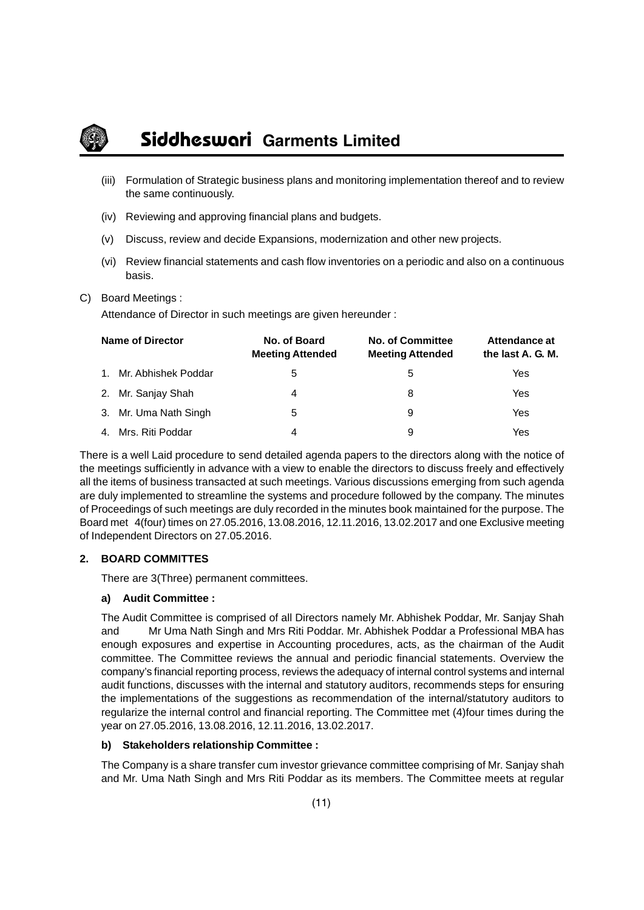(iii) Formulation of Strategic business plans and monitoring implementation thereof and to review the same continuously.

(iv) Reviewing and approving financial plans and budgets.

(v) Discuss, review and decide Expansions, modernization and other new projects.

(vi) Review financial statements and cash flow inventories on a periodic and also on a continuous basis.

C) Board Meetings :

Attendance of Director in such meetings are given hereunder :

| Name of Director | No. of Board Meeting Attended | No. of Committee Meeting Attended | Attendance at the last A. G. M. |
|---|---|---|---|
| 1. Mr. Abhishek Poddar | 5 | 5 | Yes |
| 2. Mr. Sanjay Shah | 4 | 8 | Yes |
| 3. Mr. Uma Nath Singh | 5 | 9 | Yes |
| 4. Mrs. Riti Poddar | 4 | 9 | Yes |

There is a well Laid procedure to send detailed agenda papers to the directors along with the notice of the meetings sufficiently in advance with a view to enable the directors to discuss freely and effectively all the items of business transacted at such meetings. Various discussions emerging from such agenda are duly implemented to streamline the systems and procedure followed by the company. The minutes of Proceedings of such meetings are duly recorded in the minutes book maintained for the purpose. The Board met 4(four) times on 27.05.2016, 13.08.2016, 12.11.2016, 13.02.2017 and one Exclusive meeting of Independent Directors on 27.05.2016.

## 2. BOARD COMMITTES

There are 3(Three) permanent committees.

### a) Audit Committee :

The Audit Committee is comprised of all Directors namely Mr. Abhishek Poddar, Mr. Sanjay Shah and Mr Uma Nath Singh and Mrs Riti Poddar. Mr. Abhishek Poddar a Professional MBA has enough exposures and expertise in Accounting procedures, acts, as the chairman of the Audit committee. The Committee reviews the annual and periodic financial statements. Overview the company's financial reporting process, reviews the adequacy of internal control systems and internal audit functions, discusses with the internal and statutory auditors, recommends steps for ensuring the implementations of the suggestions as recommendation of the internal/statutory auditors to regularize the internal control and financial reporting. The Committee met (4)four times during the year on 27.05.2016, 13.08.2016, 12.11.2016, 13.02.2017.

### b) Stakeholders relationship Committee :

The Company is a share transfer cum investor grievance committee comprising of Mr. Sanjay shah and Mr. Uma Nath Singh and Mrs Riti Poddar as its members. The Committee meets at regular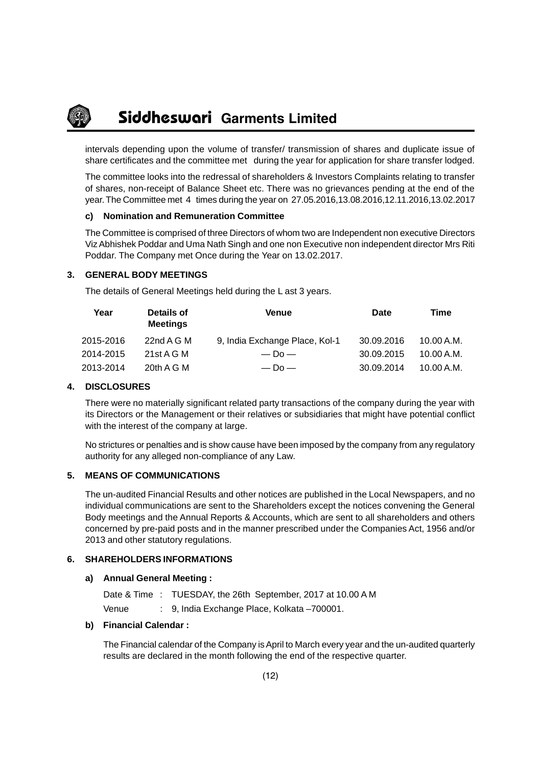intervals depending upon the volume of transfer/ transmission of shares and duplicate issue of share certificates and the committee met during the year for application for share transfer lodged.

The committee looks into the redressal of shareholders & Investors Complaints relating to transfer of shares, non-receipt of Balance Sheet etc. There was no grievances pending at the end of the year. The Committee met 4 times during the year on 27.05.2016,13.08.2016,12.11.2016,13.02.2017

**c) Nomination and Remuneration Committee**

The Committee is comprised of three Directors of whom two are Independent non executive Directors Viz Abhishek Poddar and Uma Nath Singh and one non Executive non independent director Mrs Riti Poddar. The Company met Once during the Year on 13.02.2017.

## 3. GENERAL BODY MEETINGS

The details of General Meetings held during the L ast 3 years.

| Year | Details of Meetings | Venue | Date | Time |
|---|---|---|---|---|
| 2015-2016 | 22nd A G M | 9, India Exchange Place, Kol-1 | 30.09.2016 | 10.00 A.M. |
| 2014-2015 | 21st A G M | — Do — | 30.09.2015 | 10.00 A.M. |
| 2013-2014 | 20th A G M | — Do — | 30.09.2014 | 10.00 A.M. |

## 4. DISCLOSURES

There were no materially significant related party transactions of the company during the year with its Directors or the Management or their relatives or subsidiaries that might have potential conflict with the interest of the company at large.

No strictures or penalties and is show cause have been imposed by the company from any regulatory authority for any alleged non-compliance of any Law.

## 5. MEANS OF COMMUNICATIONS

The un-audited Financial Results and other notices are published in the Local Newspapers, and no individual communications are sent to the Shareholders except the notices convening the General Body meetings and the Annual Reports & Accounts, which are sent to all shareholders and others concerned by pre-paid posts and in the manner prescribed under the Companies Act, 1956 and/or 2013 and other statutory regulations.

## 6. SHAREHOLDERS INFORMATIONS

**a) Annual General Meeting :**

Date & Time : TUESDAY, the 26th September, 2017 at 10.00 A M

Venue : 9, India Exchange Place, Kolkata –700001.

**b) Financial Calendar :**

The Financial calendar of the Company is April to March every year and the un-audited quarterly results are declared in the month following the end of the respective quarter.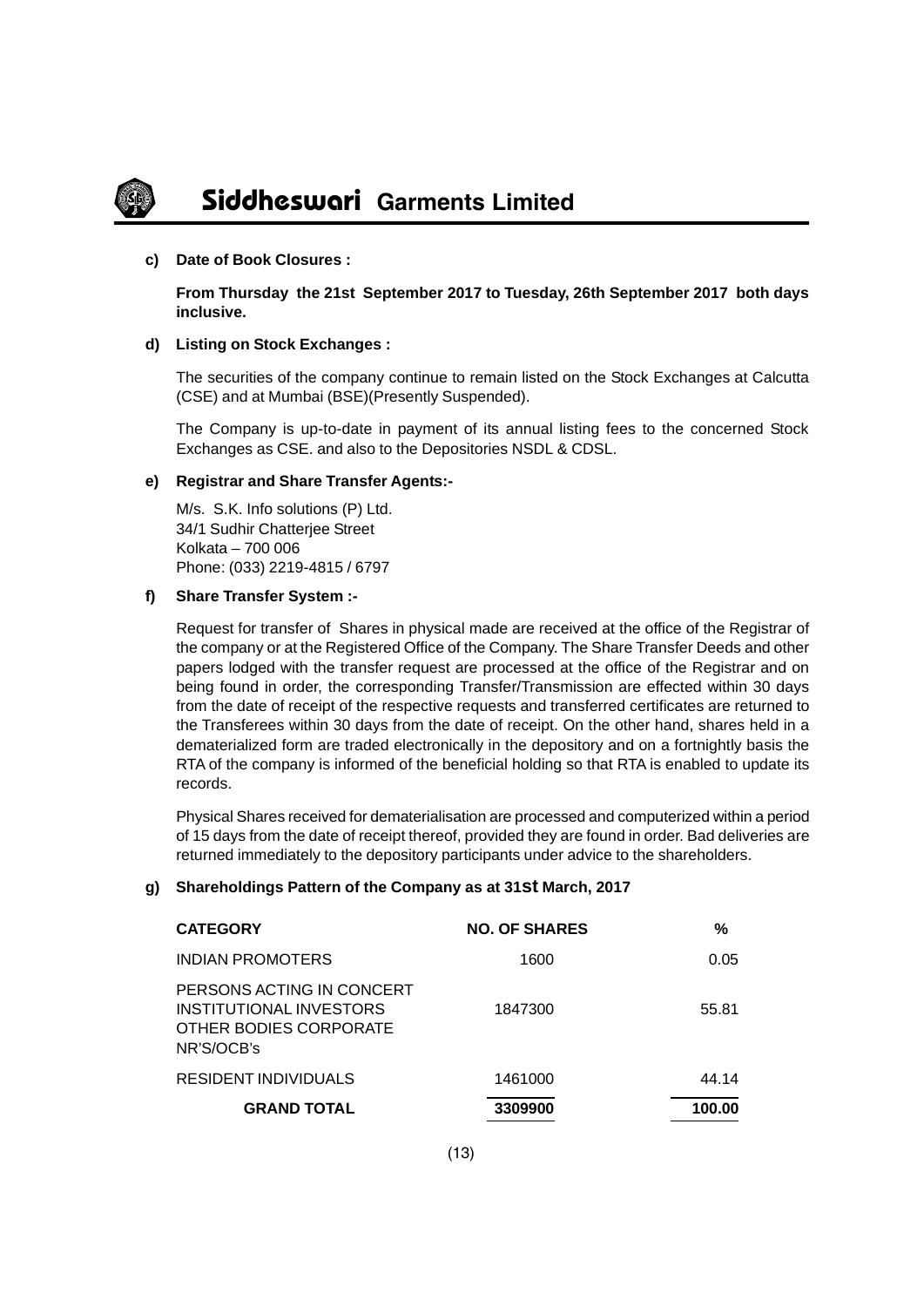**c) Date of Book Closures :**

**From Thursday the 21st September 2017 to Tuesday, 26th September 2017 both days inclusive.**

**d) Listing on Stock Exchanges :**

The securities of the company continue to remain listed on the Stock Exchanges at Calcutta (CSE) and at Mumbai (BSE)(Presently Suspended).

The Company is up-to-date in payment of its annual listing fees to the concerned Stock Exchanges as CSE. and also to the Depositories NSDL & CDSL.

**e) Registrar and Share Transfer Agents:-**

M/s. S.K. Info solutions (P) Ltd.
34/1 Sudhir Chatterjee Street
Kolkata – 700 006
Phone: (033) 2219-4815 / 6797

**f) Share Transfer System :-**

Request for transfer of Shares in physical made are received at the office of the Registrar of the company or at the Registered Office of the Company. The Share Transfer Deeds and other papers lodged with the transfer request are processed at the office of the Registrar and on being found in order, the corresponding Transfer/Transmission are effected within 30 days from the date of receipt of the respective requests and transferred certificates are returned to the Transferees within 30 days from the date of receipt. On the other hand, shares held in a dematerialized form are traded electronically in the depository and on a fortnightly basis the RTA of the company is informed of the beneficial holding so that RTA is enabled to update its records.

Physical Shares received for dematerialisation are processed and computerized within a period of 15 days from the date of receipt thereof, provided they are found in order. Bad deliveries are returned immediately to the depository participants under advice to the shareholders.

**g) Shareholdings Pattern of the Company as at 31st March, 2017**

| CATEGORY | NO. OF SHARES | % |
|---|---|---|
| INDIAN PROMOTERS | 1600 | 0.05 |
| PERSONS ACTING IN CONCERT INSTITUTIONAL INVESTORS OTHER BODIES CORPORATE NR'S/OCB's | 1847300 | 55.81 |
| RESIDENT INDIVIDUALS | 1461000 | 44.14 |
| **GRAND TOTAL** | **3309900** | **100.00** |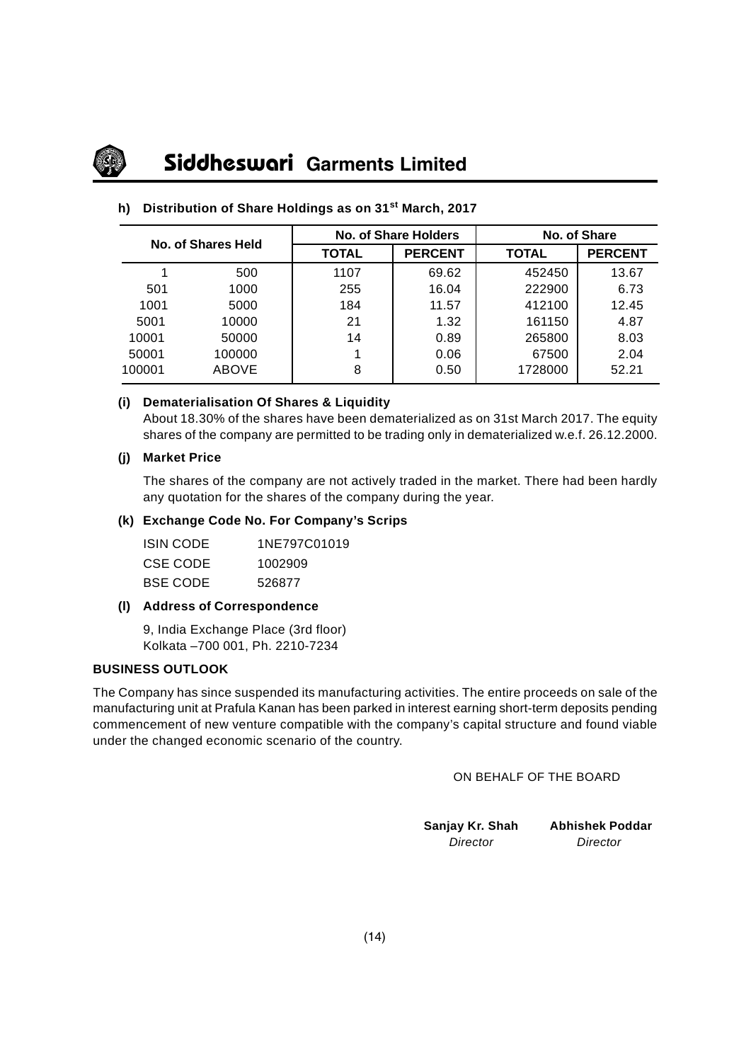**h) Distribution of Share Holdings as on 31st March, 2017**

| No. of Shares Held | | No. of Share Holders | | No. of Share | |
|---|---|---|---|---|---|
| | | TOTAL | PERCENT | TOTAL | PERCENT |
| 1 | 500 | 1107 | 69.62 | 452450 | 13.67 |
| 501 | 1000 | 255 | 16.04 | 222900 | 6.73 |
| 1001 | 5000 | 184 | 11.57 | 412100 | 12.45 |
| 5001 | 10000 | 21 | 1.32 | 161150 | 4.87 |
| 10001 | 50000 | 14 | 0.89 | 265800 | 8.03 |
| 50001 | 100000 | 1 | 0.06 | 67500 | 2.04 |
| 100001 | ABOVE | 8 | 0.50 | 1728000 | 52.21 |

**(i) Dematerialisation Of Shares & Liquidity**

About 18.30% of the shares have been dematerialized as on 31st March 2017. The equity shares of the company are permitted to be trading only in dematerialized w.e.f. 26.12.2000.

**(j) Market Price**

The shares of the company are not actively traded in the market. There had been hardly any quotation for the shares of the company during the year.

**(k) Exchange Code No. For Company's Scrips**

ISIN CODE 1NE797C01019

CSE CODE 1002909

BSE CODE 526877

**(l) Address of Correspondence**

9, India Exchange Place (3rd floor)
Kolkata –700 001, Ph. 2210-7234

**BUSINESS OUTLOOK**

The Company has since suspended its manufacturing activities. The entire proceeds on sale of the manufacturing unit at Prafula Kanan has been parked in interest earning short-term deposits pending commencement of new venture compatible with the company's capital structure and found viable under the changed economic scenario of the country.

ON BEHALF OF THE BOARD

**Sanjay Kr. Shah**
*Director*

**Abhishek Poddar**
*Director*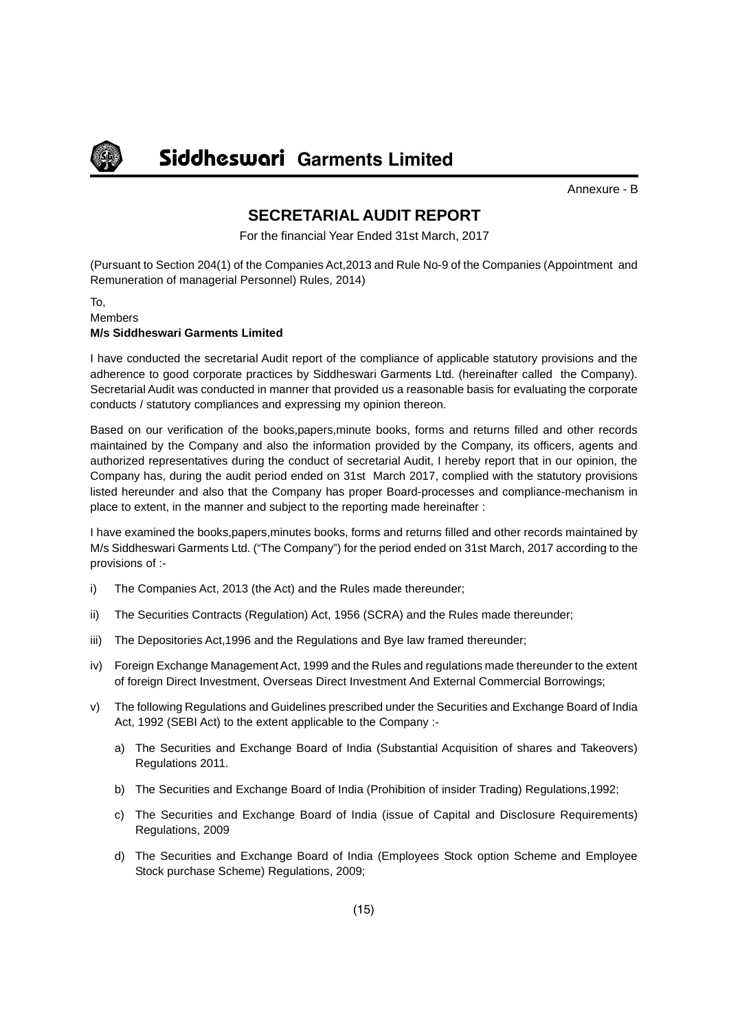Annexure - B

# SECRETARIAL AUDIT REPORT

For the financial Year Ended 31st March, 2017

(Pursuant to Section 204(1) of the Companies Act,2013 and Rule No-9 of the Companies (Appointment and Remuneration of managerial Personnel) Rules, 2014)

To,
Members
**M/s Siddheswari Garments Limited**

I have conducted the secretarial Audit report of the compliance of applicable statutory provisions and the adherence to good corporate practices by Siddheswari Garments Ltd. (hereinafter called the Company). Secretarial Audit was conducted in manner that provided us a reasonable basis for evaluating the corporate conducts / statutory compliances and expressing my opinion thereon.

Based on our verification of the books,papers,minute books, forms and returns filled and other records maintained by the Company and also the information provided by the Company, its officers, agents and authorized representatives during the conduct of secretarial Audit, I hereby report that in our opinion, the Company has, during the audit period ended on 31st March 2017, complied with the statutory provisions listed hereunder and also that the Company has proper Board-processes and compliance-mechanism in place to extent, in the manner and subject to the reporting made hereinafter :

I have examined the books,papers,minutes books, forms and returns filled and other records maintained by M/s Siddheswari Garments Ltd. ("The Company") for the period ended on 31st March, 2017 according to the provisions of :-

i) The Companies Act, 2013 (the Act) and the Rules made thereunder;

ii) The Securities Contracts (Regulation) Act, 1956 (SCRA) and the Rules made thereunder;

iii) The Depositories Act,1996 and the Regulations and Bye law framed thereunder;

iv) Foreign Exchange Management Act, 1999 and the Rules and regulations made thereunder to the extent of foreign Direct Investment, Overseas Direct Investment And External Commercial Borrowings;

v) The following Regulations and Guidelines prescribed under the Securities and Exchange Board of India Act, 1992 (SEBI Act) to the extent applicable to the Company :-

   a) The Securities and Exchange Board of India (Substantial Acquisition of shares and Takeovers) Regulations 2011.

   b) The Securities and Exchange Board of India (Prohibition of insider Trading) Regulations,1992;

   c) The Securities and Exchange Board of India (issue of Capital and Disclosure Requirements) Regulations, 2009

   d) The Securities and Exchange Board of India (Employees Stock option Scheme and Employee Stock purchase Scheme) Regulations, 2009;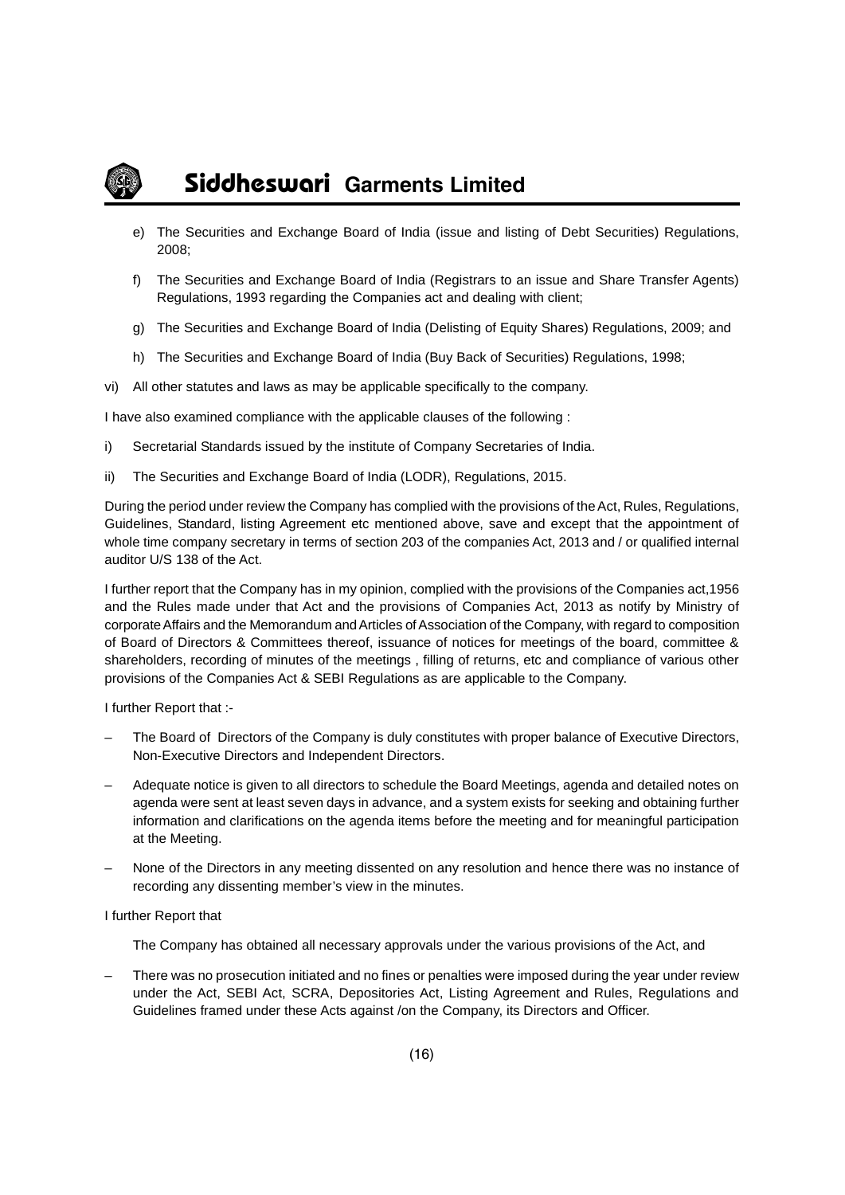e) The Securities and Exchange Board of India (issue and listing of Debt Securities) Regulations, 2008;

f) The Securities and Exchange Board of India (Registrars to an issue and Share Transfer Agents) Regulations, 1993 regarding the Companies act and dealing with client;

g) The Securities and Exchange Board of India (Delisting of Equity Shares) Regulations, 2009; and

h) The Securities and Exchange Board of India (Buy Back of Securities) Regulations, 1998;

vi) All other statutes and laws as may be applicable specifically to the company.

I have also examined compliance with the applicable clauses of the following :

i) Secretarial Standards issued by the institute of Company Secretaries of India.

ii) The Securities and Exchange Board of India (LODR), Regulations, 2015.

During the period under review the Company has complied with the provisions of the Act, Rules, Regulations, Guidelines, Standard, listing Agreement etc mentioned above, save and except that the appointment of whole time company secretary in terms of section 203 of the companies Act, 2013 and / or qualified internal auditor U/S 138 of the Act.

I further report that the Company has in my opinion, complied with the provisions of the Companies act,1956 and the Rules made under that Act and the provisions of Companies Act, 2013 as notify by Ministry of corporate Affairs and the Memorandum and Articles of Association of the Company, with regard to composition of Board of Directors & Committees thereof, issuance of notices for meetings of the board, committee & shareholders, recording of minutes of the meetings , filling of returns, etc and compliance of various other provisions of the Companies Act & SEBI Regulations as are applicable to the Company.

I further Report that :-

– The Board of Directors of the Company is duly constitutes with proper balance of Executive Directors, Non-Executive Directors and Independent Directors.

– Adequate notice is given to all directors to schedule the Board Meetings, agenda and detailed notes on agenda were sent at least seven days in advance, and a system exists for seeking and obtaining further information and clarifications on the agenda items before the meeting and for meaningful participation at the Meeting.

– None of the Directors in any meeting dissented on any resolution and hence there was no instance of recording any dissenting member's view in the minutes.

I further Report that

The Company has obtained all necessary approvals under the various provisions of the Act, and

– There was no prosecution initiated and no fines or penalties were imposed during the year under review under the Act, SEBI Act, SCRA, Depositories Act, Listing Agreement and Rules, Regulations and Guidelines framed under these Acts against /on the Company, its Directors and Officer.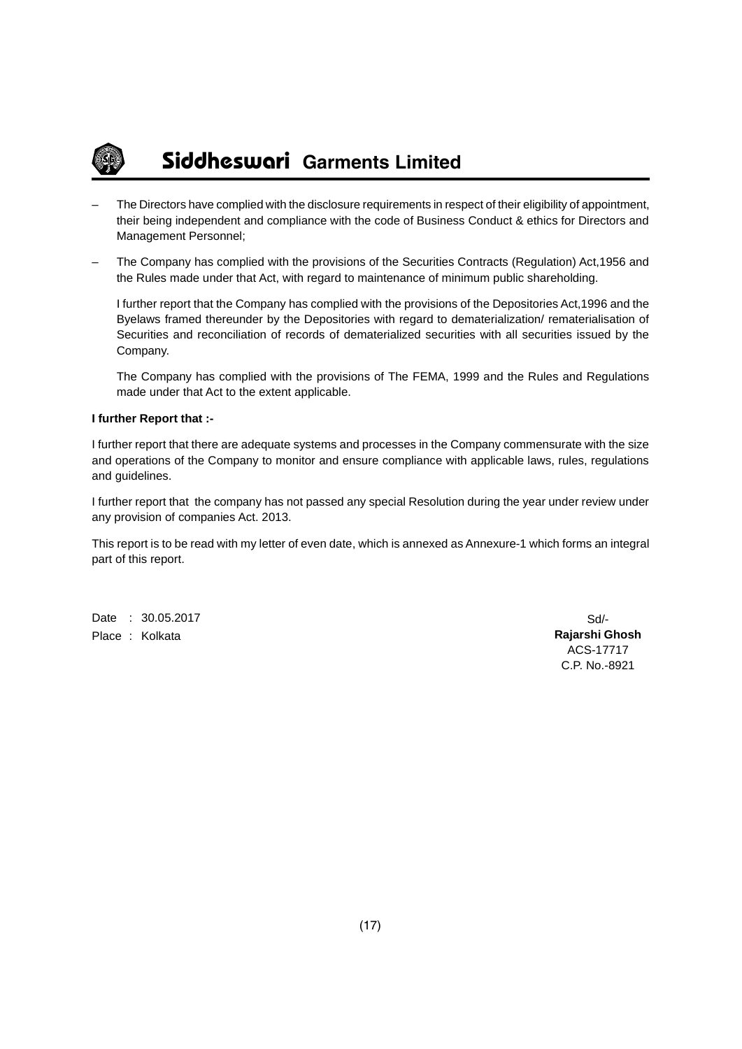- The Directors have complied with the disclosure requirements in respect of their eligibility of appointment, their being independent and compliance with the code of Business Conduct & ethics for Directors and Management Personnel;

- The Company has complied with the provisions of the Securities Contracts (Regulation) Act,1956 and the Rules made under that Act, with regard to maintenance of minimum public shareholding.

  I further report that the Company has complied with the provisions of the Depositories Act,1996 and the Byelaws framed thereunder by the Depositories with regard to dematerialization/ rematerialisation of Securities and reconciliation of records of dematerialized securities with all securities issued by the Company.

  The Company has complied with the provisions of The FEMA, 1999 and the Rules and Regulations made under that Act to the extent applicable.

**I further Report that :-**

I further report that there are adequate systems and processes in the Company commensurate with the size and operations of the Company to monitor and ensure compliance with applicable laws, rules, regulations and guidelines.

I further report that the company has not passed any special Resolution during the year under review under any provision of companies Act. 2013.

This report is to be read with my letter of even date, which is annexed as Annexure-1 which forms an integral part of this report.

Date : 30.05.2017
Place : Kolkata

Sd/-
**Rajarshi Ghosh**
ACS-17717
C.P. No.-8921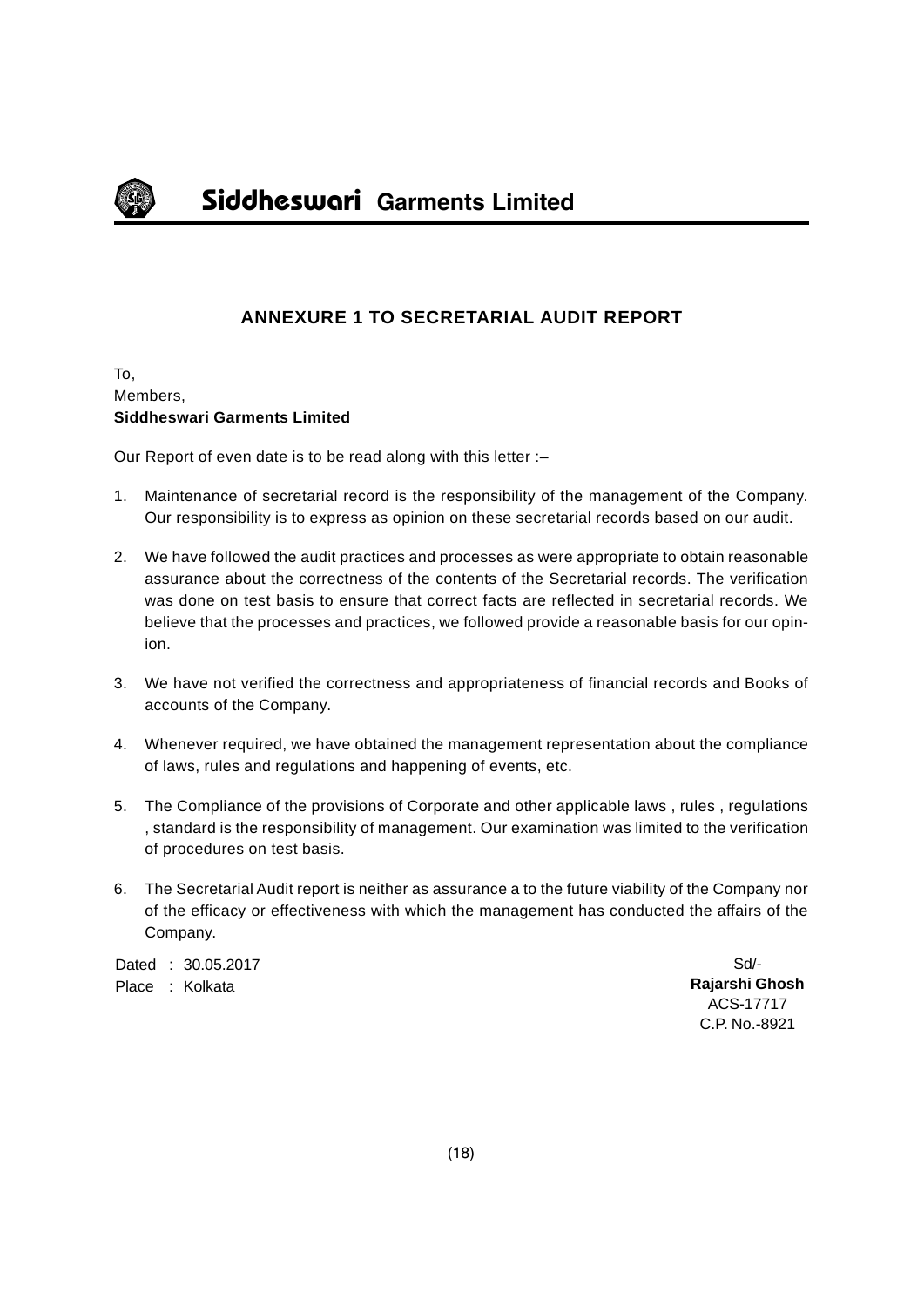## ANNEXURE 1 TO SECRETARIAL AUDIT REPORT

To,
Members,
**Siddheswari Garments Limited**

Our Report of even date is to be read along with this letter :–

1. Maintenance of secretarial record is the responsibility of the management of the Company. Our responsibility is to express as opinion on these secretarial records based on our audit.

2. We have followed the audit practices and processes as were appropriate to obtain reasonable assurance about the correctness of the contents of the Secretarial records. The verification was done on test basis to ensure that correct facts are reflected in secretarial records. We believe that the processes and practices, we followed provide a reasonable basis for our opinion.

3. We have not verified the correctness and appropriateness of financial records and Books of accounts of the Company.

4. Whenever required, we have obtained the management representation about the compliance of laws, rules and regulations and happening of events, etc.

5. The Compliance of the provisions of Corporate and other applicable laws , rules , regulations , standard is the responsibility of management. Our examination was limited to the verification of procedures on test basis.

6. The Secretarial Audit report is neither as assurance a to the future viability of the Company nor of the efficacy or effectiveness with which the management has conducted the affairs of the Company.

Dated : 30.05.2017
Place : Kolkata

Sd/-
**Rajarshi Ghosh**
ACS-17717
C.P. No.-8921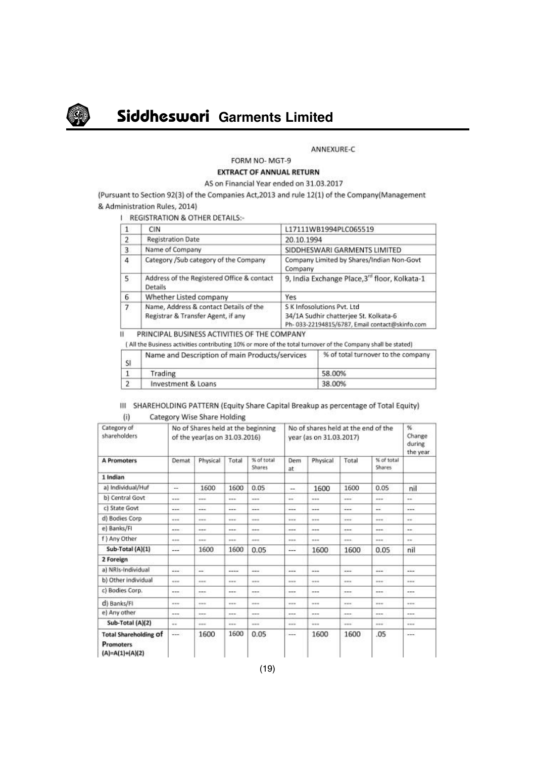ANNEXURE-C

FORM NO- MGT-9

**EXTRACT OF ANNUAL RETURN**

AS on Financial Year ended on 31.03.2017

(Pursuant to Section 92(3) of the Companies Act,2013 and rule 12(1) of the Company(Management & Administration Rules, 2014)

I REGISTRATION & OTHER DETAILS:-

| | | |
|---|---|---|
| 1 | CIN | L17111WB1994PLC065519 |
| 2 | Registration Date | 20.10.1994 |
| 3 | Name of Company | SIDDHESWARI GARMENTS LIMITED |
| 4 | Category /Sub category of the Company | Company Limited by Shares/Indian Non-Govt Company |
| 5 | Address of the Registered Office & contact Details | 9, India Exchange Place,3rd floor, Kolkata-1 |
| 6 | Whether Listed company | Yes |
| 7 | Name, Address & contact Details of the Registrar & Transfer Agent, if any | S K Infosolutions Pvt. Ltd<br>34/1A Sudhir chatterjee St. Kolkata-6<br>Ph- 033-22194815/6787, Email contact@skinfo.com |

II PRINCIPAL BUSINESS ACTIVITIES OF THE COMPANY

( All the Business activities contributing 10% or more of the total turnover of the Company shall be stated)

| Sl | Name and Description of main Products/services | % of total turnover to the company |
|---|---|---|
| 1 | Trading | 58.00% |
| 2 | Investment & Loans | 38.00% |

III SHAREHOLDING PATTERN (Equity Share Capital Breakup as percentage of Total Equity)

(i) Category Wise Share Holding

| Category of shareholders | No of Shares held at the beginning of the year(as on 31.03.2016) | | | | No of shares held at the end of the year (as on 31.03.2017) | | | | % Change during the year |
|---|---|---|---|---|---|---|---|---|---|
| **A Promoters** | Demat | Physical | Total | % of total Shares | Demat | Physical | Total | % of total Shares | |
| **1 Indian** | | | | | | | | | |
| a) Individual/Huf | -- | 1600 | 1600 | 0.05 | -- | 1600 | 1600 | 0.05 | nil |
| b) Central Govt | --- | --- | --- | --- | -- | --- | --- | --- | -- |
| c) State Govt | --- | --- | --- | --- | --- | --- | --- | -- | --- |
| d) Bodies Corp | --- | --- | --- | --- | --- | --- | --- | --- | -- |
| e) Banks/FI | --- | --- | --- | --- | --- | --- | --- | --- | -- |
| f ) Any Other | --- | --- | --- | --- | --- | --- | --- | --- | -- |
| **Sub-Total (A)(1)** | --- | 1600 | 1600 | 0.05 | --- | 1600 | 1600 | 0.05 | nil |
| **2 Foreign** | | | | | | | | | |
| a) NRIs-Individual | --- | -- | ---- | --- | --- | --- | --- | --- | --- |
| b) Other individual | --- | --- | --- | --- | --- | --- | --- | --- | --- |
| c) Bodies Corp. | --- | --- | --- | --- | --- | --- | --- | --- | --- |
| d) Banks/FI | --- | --- | --- | --- | --- | --- | --- | --- | --- |
| e) Any other | --- | --- | --- | --- | --- | --- | --- | --- | --- |
| **Sub-Total (A)(2)** | -- | --- | --- | --- | --- | --- | --- | --- | --- |
| **Total Shareholding of Promoters (A)=A(1)+(A)(2)** | --- | 1600 | 1600 | 0.05 | --- | 1600 | 1600 | .05 | --- |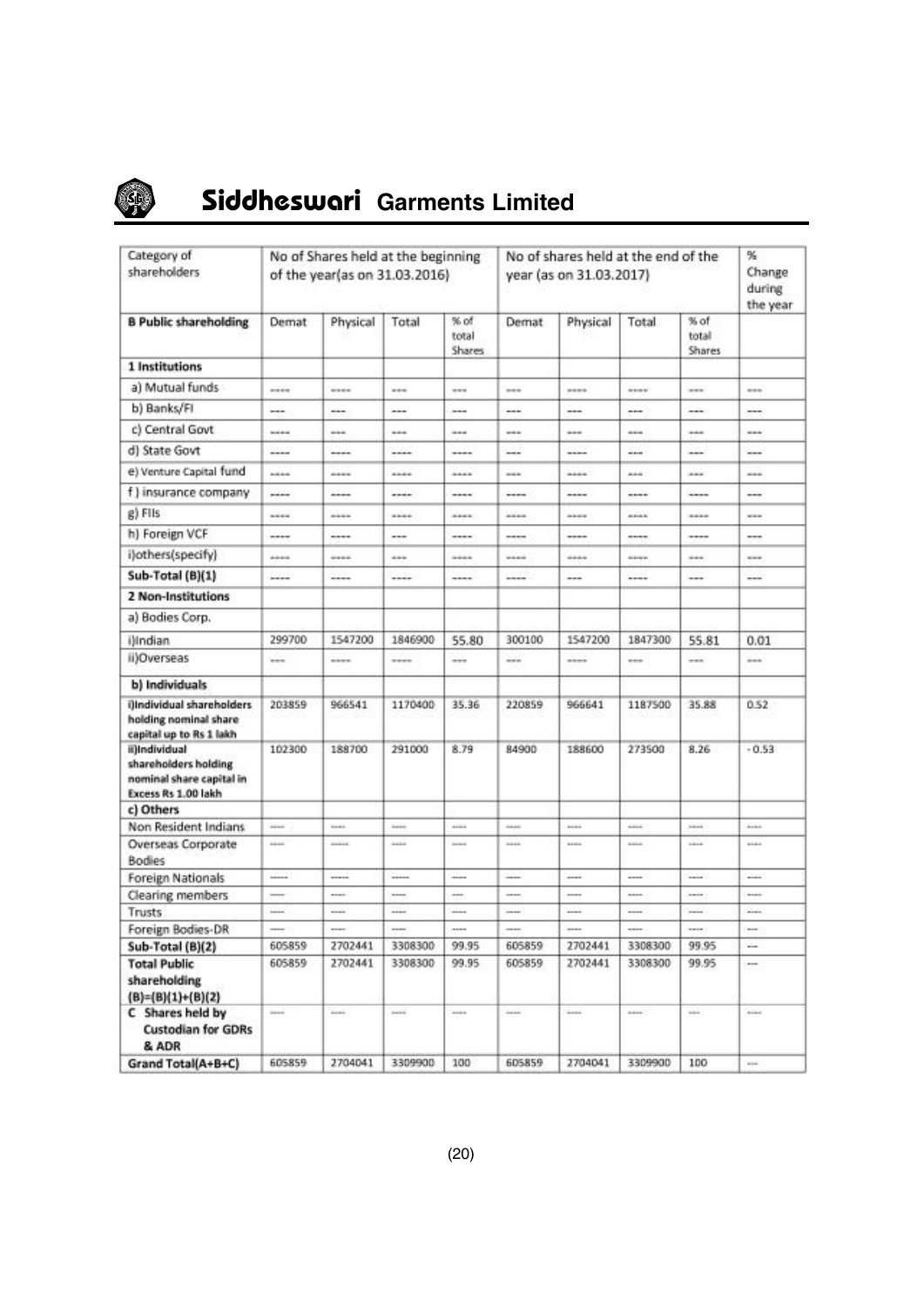| Category of shareholders | No of Shares held at the beginning of the year(as on 31.03.2016) | | | | No of shares held at the end of the year (as on 31.03.2017) | | | | % Change during the year |
|---|---|---|---|---|---|---|---|---|---|
| **B Public shareholding** | Demat | Physical | Total | % of total Shares | Demat | Physical | Total | % of total Shares | |
| **1 Institutions** | | | | | | | | | |
| a) Mutual funds | ---- | ---- | --- | --- | --- | ---- | ---- | --- | --- |
| b) Banks/FI | --- | --- | --- | --- | --- | --- | --- | --- | --- |
| c) Central Govt | ---- | --- | --- | --- | --- | --- | --- | --- | --- |
| d) State Govt | ---- | ----- | ----- | ----- | --- | ----- | --- | --- | --- |
| e) Venture Capital fund | ---- | ---- | ---- | ---- | --- | ---- | --- | --- | --- |
| f ) insurance company | ---- | ----- | ----- | ----- | ----- | ----- | ----- | ----- | --- |
| g) FIIs | ---- | ---- | ---- | ---- | ---- | ---- | ---- | ---- | --- |
| h) Foreign VCF | ---- | ----- | --- | ----- | ----- | ----- | ----- | ----- | --- |
| i)others(specify) | ---- | ---- | --- | ---- | ---- | ---- | ---- | --- | --- |
| Sub-Total (B)(1) | ---- | ----- | ----- | ----- | ----- | --- | ----- | --- | --- |
| **2 Non-Institutions** | | | | | | | | | |
| a) Bodies Corp. | | | | | | | | | |
| i)Indian | 299700 | 1547200 | 1846900 | 55.80 | 300100 | 1547200 | 1847300 | 55.81 | 0.01 |
| ii)Overseas | --- | ---- | ---- | --- | --- | ---- | --- | --- | --- |
| **b) Individuals** | | | | | | | | | |
| i)Individual shareholders holding nominal share capital up to Rs 1 lakh | 203859 | 966541 | 1170400 | 35.36 | 220859 | 966641 | 1187500 | 35.88 | 0.52 |
| ii)Individual shareholders holding nominal share capital in Excess Rs 1.00 lakh | 102300 | 188700 | 291000 | 8.79 | 84900 | 188600 | 273500 | 8.26 | - 0.53 |
| **c) Others** | | | | | | | | | |
| Non Resident Indians | ---- | ---- | ---- | ---- | ---- | ---- | ---- | ---- | ---- |
| Overseas Corporate Bodies | ---- | ---- | ---- | ---- | ---- | ---- | ---- | ---- | ---- |
| Foreign Nationals | ----- | ----- | ----- | ---- | ---- | ---- | ---- | ---- | ---- |
| Clearing members | ---- | ---- | ---- | --- | ---- | ---- | ---- | ---- | ---- |
| Trusts | ---- | ---- | ---- | ---- | ---- | ---- | ---- | ---- | ---- |
| Foreign Bodies-DR | ---- | ---- | ---- | ---- | ---- | ---- | ---- | ---- | --- |
| **Sub-Total (B)(2)** | 605859 | 2702441 | 3308300 | 99.95 | 605859 | 2702441 | 3308300 | 99.95 | --- |
| **Total Public shareholding (B)=(B)(1)+(B)(2)** | 605859 | 2702441 | 3308300 | 99.95 | 605859 | 2702441 | 3308300 | 99.95 | --- |
| **C Shares held by Custodian for GDRs & ADR** | ---- | ---- | ---- | ---- | ---- | ---- | ---- | --- | ---- |
| **Grand Total(A+B+C)** | 605859 | 2704041 | 3309900 | 100 | 605859 | 2704041 | 3309900 | 100 | --- |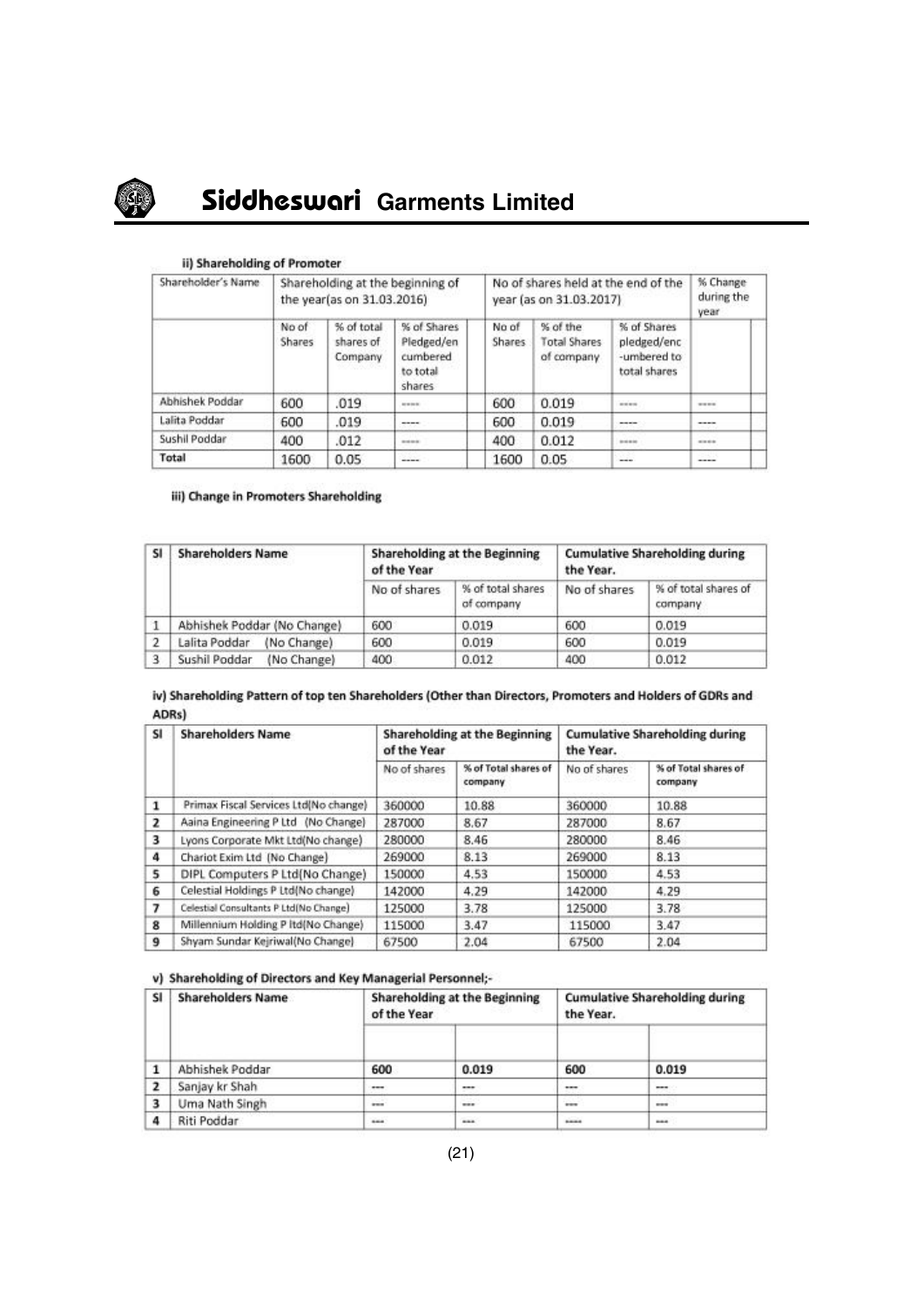#### ii) Shareholding of Promoter

| Shareholder's Name | Shareholding at the beginning of the year(as on 31.03.2016) | | | No of shares held at the end of the year (as on 31.03.2017) | | | % Change during the year |
|---|---|---|---|---|---|---|---|
| | No of Shares | % of total shares of Company | % of Shares Pledged/encumbered to total shares | No of Shares | % of the Total Shares of company | % of Shares pledged/encumbered to total shares | |
| Abhishek Poddar | 600 | .019 | ---- | 600 | 0.019 | ---- | ---- |
| Lalita Poddar | 600 | .019 | ---- | 600 | 0.019 | ---- | ---- |
| Sushil Poddar | 400 | .012 | ---- | 400 | 0.012 | ---- | ---- |
| Total | 1600 | 0.05 | ---- | 1600 | 0.05 | --- | ---- |

#### iii) Change in Promoters Shareholding

| Sl | Shareholders Name | Shareholding at the Beginning of the Year | | Cumulative Shareholding during the Year. | |
|---|---|---|---|---|---|
| | | No of shares | % of total shares of company | No of shares | % of total shares of company |
| 1 | Abhishek Poddar (No Change) | 600 | 0.019 | 600 | 0.019 |
| 2 | Lalita Poddar (No Change) | 600 | 0.019 | 600 | 0.019 |
| 3 | Sushil Poddar (No Change) | 400 | 0.012 | 400 | 0.012 |

#### iv) Shareholding Pattern of top ten Shareholders (Other than Directors, Promoters and Holders of GDRs and ADRs)

| Sl | Shareholders Name | Shareholding at the Beginning of the Year | | Cumulative Shareholding during the Year. | |
|---|---|---|---|---|---|
| | | No of shares | % of Total shares of company | No of shares | % of Total shares of company |
| 1 | Primax Fiscal Services Ltd(No change) | 360000 | 10.88 | 360000 | 10.88 |
| 2 | Aaina Engineering P Ltd (No Change) | 287000 | 8.67 | 287000 | 8.67 |
| 3 | Lyons Corporate Mkt Ltd(No change) | 280000 | 8.46 | 280000 | 8.46 |
| 4 | Chariot Exim Ltd (No Change) | 269000 | 8.13 | 269000 | 8.13 |
| 5 | DIPL Computers P Ltd(No Change) | 150000 | 4.53 | 150000 | 4.53 |
| 6 | Celestial Holdings P Ltd(No change) | 142000 | 4.29 | 142000 | 4.29 |
| 7 | Celestial Consultants P Ltd(No Change) | 125000 | 3.78 | 125000 | 3.78 |
| 8 | Millennium Holding P ltd(No Change) | 115000 | 3.47 | 115000 | 3.47 |
| 9 | Shyam Sundar Kejriwal(No Change) | 67500 | 2.04 | 67500 | 2.04 |

#### v) Shareholding of Directors and Key Managerial Personnel;-

| Sl | Shareholders Name | Shareholding at the Beginning of the Year | | Cumulative Shareholding during the Year. | |
|---|---|---|---|---|---|
| | | | | | |
| 1 | Abhishek Poddar | 600 | 0.019 | 600 | 0.019 |
| 2 | Sanjay kr Shah | --- | --- | --- | --- |
| 3 | Uma Nath Singh | --- | --- | --- | --- |
| 4 | Riti Poddar | --- | --- | ---- | --- |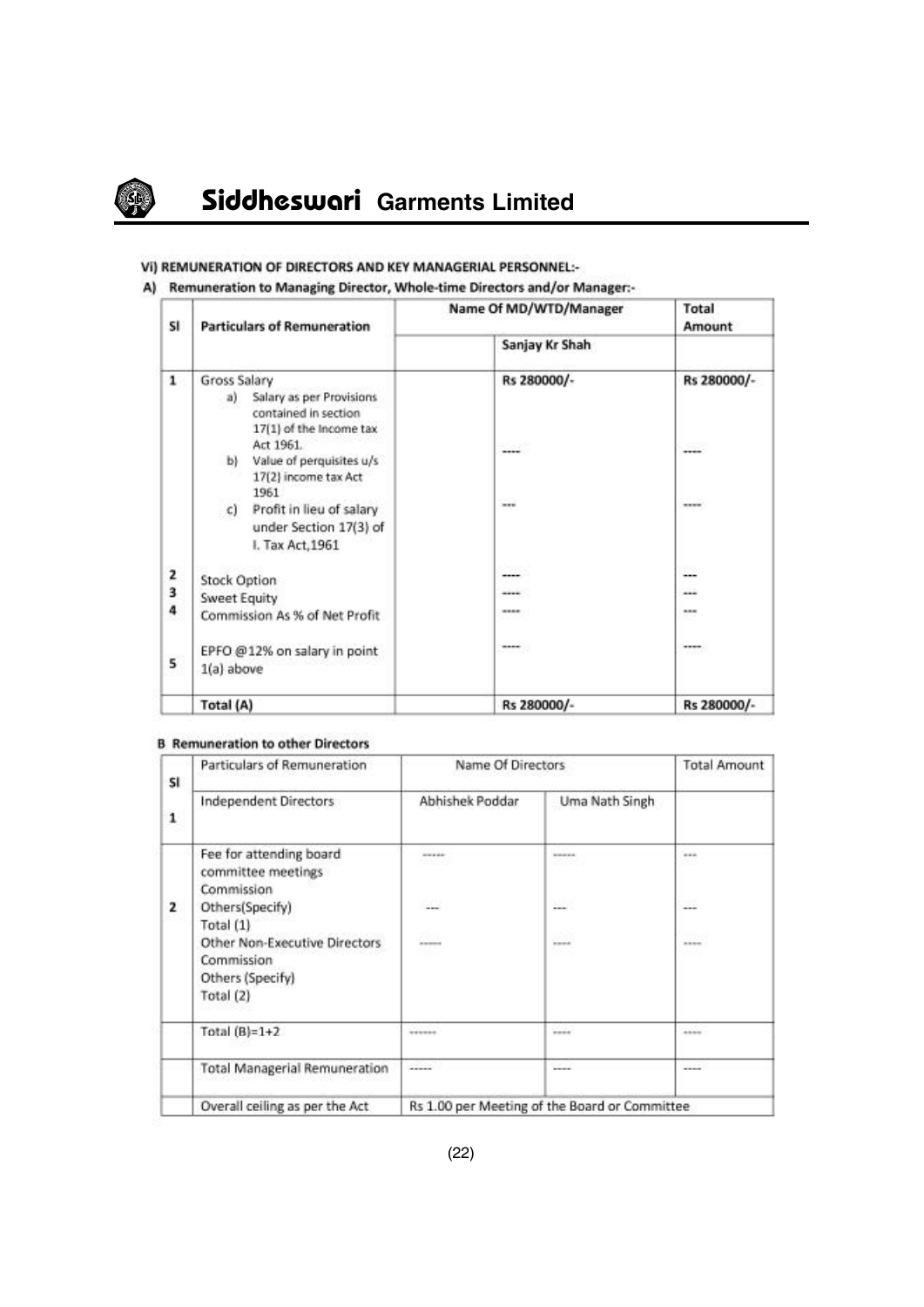## Vi) REMUNERATION OF DIRECTORS AND KEY MANAGERIAL PERSONNEL:-

### A) Remuneration to Managing Director, Whole-time Directors and/or Manager:-

| Sl | Particulars of Remuneration | Name Of MD/WTD/Manager | | Total Amount |
|---|---|---|---|---|
| | | | Sanjay Kr Shah | |
| 1 | Gross Salary<br>a) Salary as per Provisions contained in section 17(1) of the Income tax Act 1961.<br>b) Value of perquisites u/s 17(2) income tax Act 1961<br>c) Profit in lieu of salary under Section 17(3) of I. Tax Act,1961 | | Rs 280000/-<br>----<br>--- | Rs 280000/-<br>----<br>---- |
| 2 | Stock Option | | ---- | --- |
| 3 | Sweet Equity | | ---- | --- |
| 4 | Commission As % of Net Profit | | ---- | --- |
| 5 | EPFO @12% on salary in point 1(a) above | | ---- | ---- |
| | Total (A) | | Rs 280000/- | Rs 280000/- |

### B Remuneration to other Directors

| Sl | Particulars of Remuneration | Name Of Directors | | Total Amount |
|---|---|---|---|---|
| 1 | Independent Directors | Abhishek Poddar | Uma Nath Singh | |
| 2 | Fee for attending board committee meetings<br>Commission<br>Others(Specify)<br>Total (1)<br>Other Non-Executive Directors<br>Commission<br>Others (Specify)<br>Total (2) | ------<br>---<br>------ | ------<br>---<br>----- | ---<br>---<br>----- |
| | Total (B)=1+2 | ------- | ----- | ----- |
| | Total Managerial Remuneration | ----- | ---- | ---- |
| | Overall ceiling as per the Act | Rs 1.00 per Meeting of the Board or Committee | | |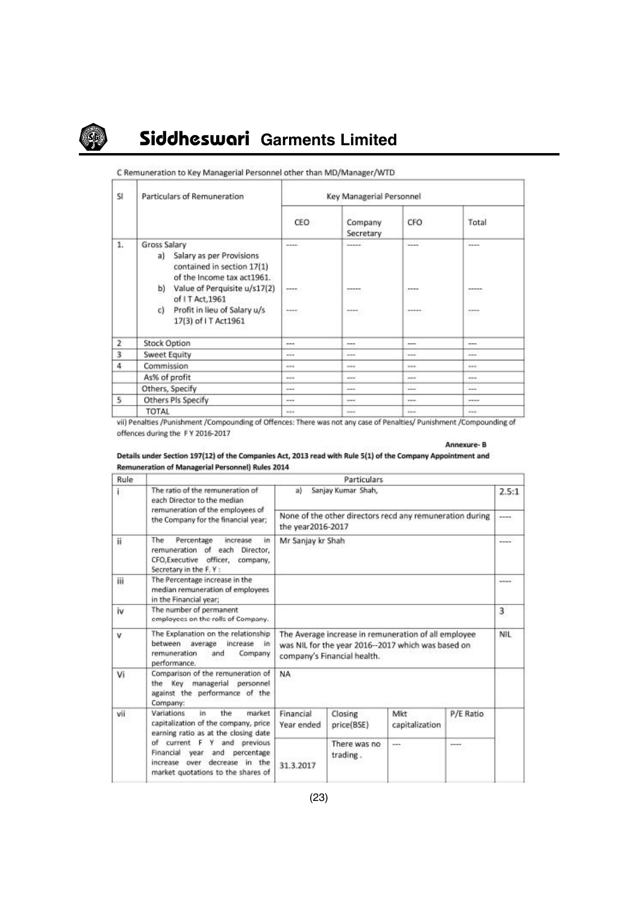C Remuneration to Key Managerial Personnel other than MD/Manager/WTD

| Sl | Particulars of Remuneration | Key Managerial Personnel | | | |
|---|---|---|---|---|---|
| | | CEO | Company Secretary | CFO | Total |
| 1. | Gross Salary<br>a) Salary as per Provisions contained in section 17(1) of the Income tax act1961.<br>b) Value of Perquisite u/s17(2) of I T Act,1961<br>c) Profit in lieu of Salary u/s 17(3) of I T Act1961 | ----<br>----<br>---- | -----<br>-----<br>---- | ----<br>----<br>----- | ----<br>-----<br>---- |
| 2 | Stock Option | --- | --- | --- | --- |
| 3 | Sweet Equity | --- | --- | --- | --- |
| 4 | Commission | --- | --- | --- | --- |
| | As% of profit | --- | --- | --- | --- |
| | Others, Specify | --- | --- | --- | --- |
| 5 | Others Pls Specify | --- | --- | --- | ---- |
| | TOTAL | --- | --- | --- | --- |

vii) Penalties /Punishment /Compounding of Offences: There was not any case of Penalties/ Punishment /Compounding of offences during the F Y 2016-2017

**Annexure- B**

**Details under Section 197(12) of the Companies Act, 2013 read with Rule 5(1) of the Company Appointment and Remuneration of Managerial Personnel) Rules 2014**

| Rule | Particulars | | | | |
|---|---|---|---|---|---|
| i | The ratio of the remuneration of each Director to the median remuneration of the employees of the Company for the financial year; | a) Sanjay Kumar Shah, | | | 2.5:1 |
| | | None of the other directors recd any remuneration during the year2016-2017 | | | ---- |
| ii | The Percentage increase in remuneration of each Director, CFO,Executive officer, company, Secretary in the F. Y : | Mr Sanjay kr Shah | | | ---- |
| iii | The Percentage increase in the median remuneration of employees in the Financial year; | | | | ---- |
| iv | The number of permanent employees on the rolls of Company. | | | | 3 |
| v | The Explanation on the relationship between average increase in remuneration and Company performance. | The Average increase in remuneration of all employee was NIL for the year 2016--2017 which was based on company's Financial health. | | | NIL |
| Vi | Comparison of the remuneration of the Key managerial personnel against the performance of the Company: | NA | | | |
| vii | Variations in the market capitalization of the company, price earning ratio as at the closing date of current F Y and previous Financial year and percentage increase over decrease in the market quotations to the shares of | Financial Year ended | Closing price(BSE) | Mkt capitalization | P/E Ratio |
| | | 31.3.2017 | There was no trading . | --- | ---- |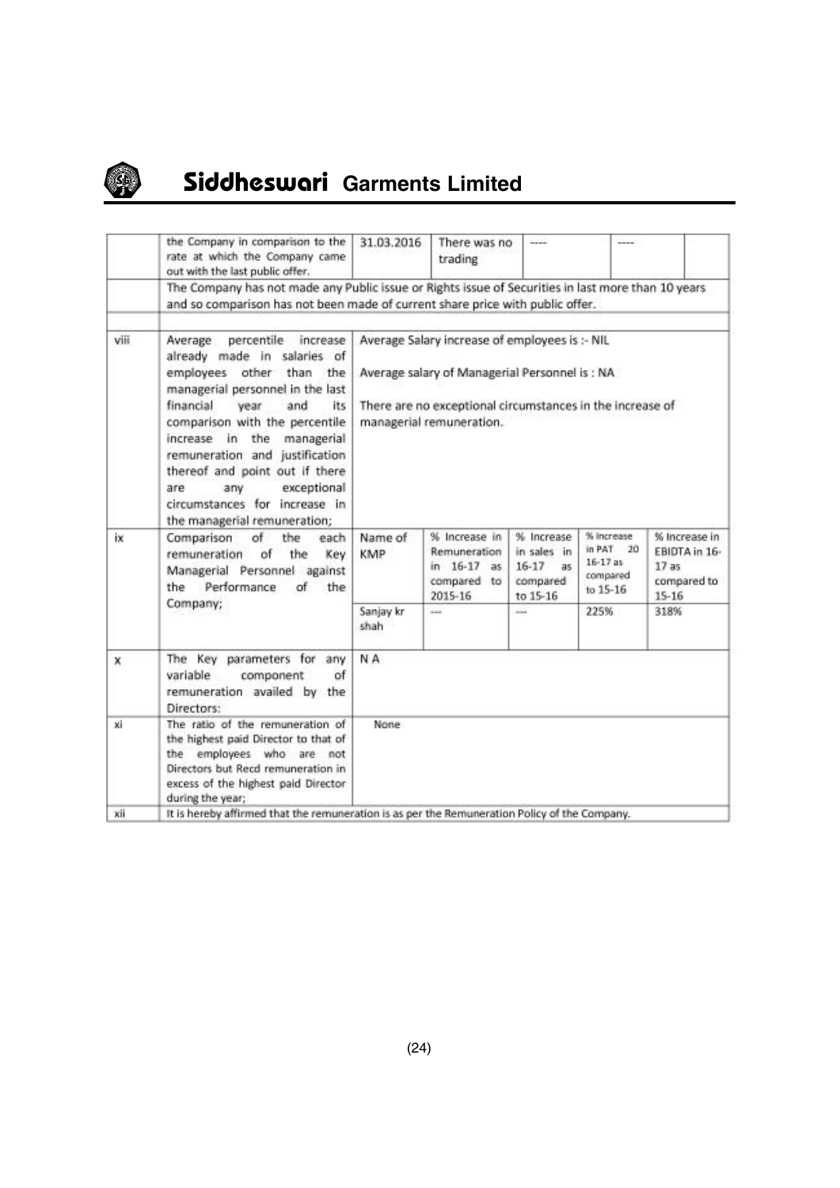|  | the Company in comparison to the rate at which the Company came out with the last public offer. | 31.03.2016 | There was no trading | ---- | ---- |  |
|---|---|---|---|---|---|---|
|  | The Company has not made any Public issue or Rights issue of Securities in last more than 10 years and so comparison has not been made of current share price with public offer. | | | | | |
|  |  | | | | | |
| viii | Average percentile increase already made in salaries of employees other than the managerial personnel in the last financial year and its comparison with the percentile increase in the managerial remuneration and justification thereof and point out if there are any exceptional circumstances for increase in the managerial remuneration; | Average Salary increase of employees is :- NIL<br><br>Average salary of Managerial Personnel is : NA<br><br>There are no exceptional circumstances in the increase of managerial remuneration. | | | | |
| ix | Comparison of the each remuneration of the Key Managerial Personnel against the Performance of the Company; | Name of KMP | % Increase in Remuneration in 16-17 as compared to 2015-16 | % Increase in sales in 16-17 as compared to 15-16 | % Increase in PAT 20 16-17 as compared to 15-16 | % Increase in EBIDTA in 16-17 as compared to 15-16 |
|  |  | Sanjay kr shah | --- | --- | 225% | 318% |
| x | The Key parameters for any variable component of remuneration availed by the Directors: | N A | | | | |
| xi | The ratio of the remuneration of the highest paid Director to that of the employees who are not Directors but Recd remuneration in excess of the highest paid Director during the year; | None | | | | |
| xii | It is hereby affirmed that the remuneration is as per the Remuneration Policy of the Company. | | | | | |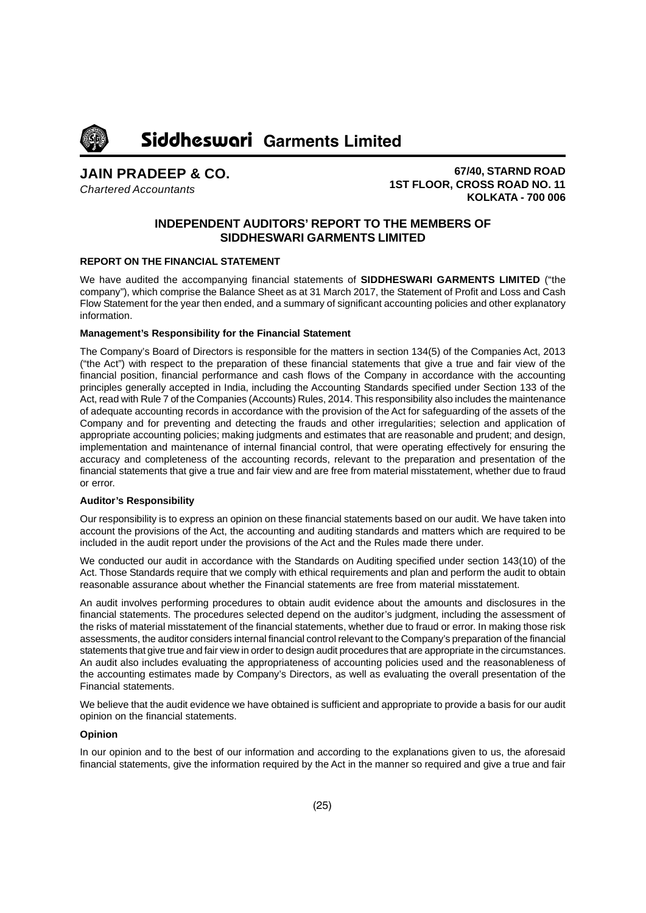**JAIN PRADEEP & CO.**
*Chartered Accountants*

**67/40, STARND ROAD**
**1ST FLOOR, CROSS ROAD NO. 11**
**KOLKATA - 700 006**

## INDEPENDENT AUDITORS' REPORT TO THE MEMBERS OF SIDDHESWARI GARMENTS LIMITED

### REPORT ON THE FINANCIAL STATEMENT

We have audited the accompanying financial statements of **SIDDHESWARI GARMENTS LIMITED** ("the company"), which comprise the Balance Sheet as at 31 March 2017, the Statement of Profit and Loss and Cash Flow Statement for the year then ended, and a summary of significant accounting policies and other explanatory information.

#### Management's Responsibility for the Financial Statement

The Company's Board of Directors is responsible for the matters in section 134(5) of the Companies Act, 2013 ("the Act") with respect to the preparation of these financial statements that give a true and fair view of the financial position, financial performance and cash flows of the Company in accordance with the accounting principles generally accepted in India, including the Accounting Standards specified under Section 133 of the Act, read with Rule 7 of the Companies (Accounts) Rules, 2014. This responsibility also includes the maintenance of adequate accounting records in accordance with the provision of the Act for safeguarding of the assets of the Company and for preventing and detecting the frauds and other irregularities; selection and application of appropriate accounting policies; making judgments and estimates that are reasonable and prudent; and design, implementation and maintenance of internal financial control, that were operating effectively for ensuring the accuracy and completeness of the accounting records, relevant to the preparation and presentation of the financial statements that give a true and fair view and are free from material misstatement, whether due to fraud or error.

#### Auditor's Responsibility

Our responsibility is to express an opinion on these financial statements based on our audit. We have taken into account the provisions of the Act, the accounting and auditing standards and matters which are required to be included in the audit report under the provisions of the Act and the Rules made there under.

We conducted our audit in accordance with the Standards on Auditing specified under section 143(10) of the Act. Those Standards require that we comply with ethical requirements and plan and perform the audit to obtain reasonable assurance about whether the Financial statements are free from material misstatement.

An audit involves performing procedures to obtain audit evidence about the amounts and disclosures in the financial statements. The procedures selected depend on the auditor's judgment, including the assessment of the risks of material misstatement of the financial statements, whether due to fraud or error. In making those risk assessments, the auditor considers internal financial control relevant to the Company's preparation of the financial statements that give true and fair view in order to design audit procedures that are appropriate in the circumstances. An audit also includes evaluating the appropriateness of accounting policies used and the reasonableness of the accounting estimates made by Company's Directors, as well as evaluating the overall presentation of the Financial statements.

We believe that the audit evidence we have obtained is sufficient and appropriate to provide a basis for our audit opinion on the financial statements.

#### Opinion

In our opinion and to the best of our information and according to the explanations given to us, the aforesaid financial statements, give the information required by the Act in the manner so required and give a true and fair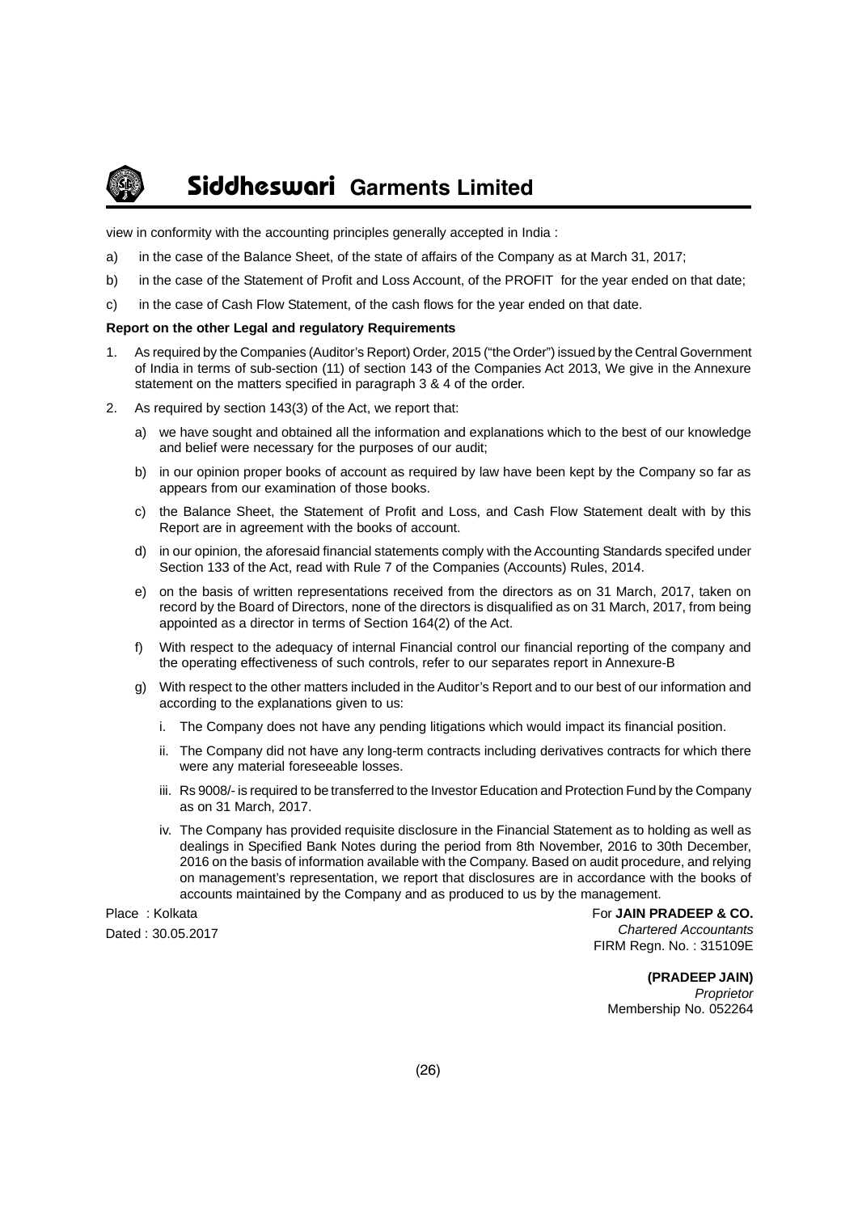view in conformity with the accounting principles generally accepted in India :

a) in the case of the Balance Sheet, of the state of affairs of the Company as at March 31, 2017;

b) in the case of the Statement of Profit and Loss Account, of the PROFIT for the year ended on that date;

c) in the case of Cash Flow Statement, of the cash flows for the year ended on that date.

**Report on the other Legal and regulatory Requirements**

1. As required by the Companies (Auditor's Report) Order, 2015 ("the Order") issued by the Central Government of India in terms of sub-section (11) of section 143 of the Companies Act 2013, We give in the Annexure statement on the matters specified in paragraph 3 & 4 of the order.

2. As required by section 143(3) of the Act, we report that:

   a) we have sought and obtained all the information and explanations which to the best of our knowledge and belief were necessary for the purposes of our audit;

   b) in our opinion proper books of account as required by law have been kept by the Company so far as appears from our examination of those books.

   c) the Balance Sheet, the Statement of Profit and Loss, and Cash Flow Statement dealt with by this Report are in agreement with the books of account.

   d) in our opinion, the aforesaid financial statements comply with the Accounting Standards specifed under Section 133 of the Act, read with Rule 7 of the Companies (Accounts) Rules, 2014.

   e) on the basis of written representations received from the directors as on 31 March, 2017, taken on record by the Board of Directors, none of the directors is disqualified as on 31 March, 2017, from being appointed as a director in terms of Section 164(2) of the Act.

   f) With respect to the adequacy of internal Financial control our financial reporting of the company and the operating effectiveness of such controls, refer to our separates report in Annexure-B

   g) With respect to the other matters included in the Auditor's Report and to our best of our information and according to the explanations given to us:

      i. The Company does not have any pending litigations which would impact its financial position.

      ii. The Company did not have any long-term contracts including derivatives contracts for which there were any material foreseeable losses.

      iii. Rs 9008/- is required to be transferred to the Investor Education and Protection Fund by the Company as on 31 March, 2017.

      iv. The Company has provided requisite disclosure in the Financial Statement as to holding as well as dealings in Specified Bank Notes during the period from 8th November, 2016 to 30th December, 2016 on the basis of information available with the Company. Based on audit procedure, and relying on management's representation, we report that disclosures are in accordance with the books of accounts maintained by the Company and as produced to us by the management.

Place : Kolkata
Dated : 30.05.2017

For **JAIN PRADEEP & CO.**
*Chartered Accountants*
FIRM Regn. No. : 315109E

**(PRADEEP JAIN)**
*Proprietor*
Membership No. 052264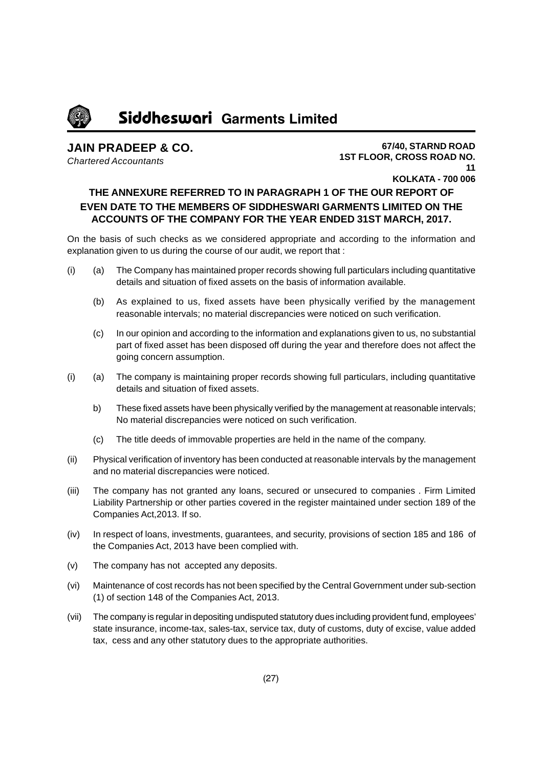**JAIN PRADEEP & CO.**
*Chartered Accountants*

**67/40, STARND ROAD**
**1ST FLOOR, CROSS ROAD NO. 11**
**KOLKATA - 700 006**

## THE ANNEXURE REFERRED TO IN PARAGRAPH 1 OF THE OUR REPORT OF EVEN DATE TO THE MEMBERS OF SIDDHESWARI GARMENTS LIMITED ON THE ACCOUNTS OF THE COMPANY FOR THE YEAR ENDED 31ST MARCH, 2017.

On the basis of such checks as we considered appropriate and according to the information and explanation given to us during the course of our audit, we report that :

(i) (a) The Company has maintained proper records showing full particulars including quantitative details and situation of fixed assets on the basis of information available.

(b) As explained to us, fixed assets have been physically verified by the management reasonable intervals; no material discrepancies were noticed on such verification.

(c) In our opinion and according to the information and explanations given to us, no substantial part of fixed asset has been disposed off during the year and therefore does not affect the going concern assumption.

(i) (a) The company is maintaining proper records showing full particulars, including quantitative details and situation of fixed assets.

b) These fixed assets have been physically verified by the management at reasonable intervals; No material discrepancies were noticed on such verification.

(c) The title deeds of immovable properties are held in the name of the company.

(ii) Physical verification of inventory has been conducted at reasonable intervals by the management and no material discrepancies were noticed.

(iii) The company has not granted any loans, secured or unsecured to companies . Firm Limited Liability Partnership or other parties covered in the register maintained under section 189 of the Companies Act,2013. If so.

(iv) In respect of loans, investments, guarantees, and security, provisions of section 185 and 186 of the Companies Act, 2013 have been complied with.

(v) The company has not accepted any deposits.

(vi) Maintenance of cost records has not been specified by the Central Government under sub-section (1) of section 148 of the Companies Act, 2013.

(vii) The company is regular in depositing undisputed statutory dues including provident fund, employees' state insurance, income-tax, sales-tax, service tax, duty of customs, duty of excise, value added tax, cess and any other statutory dues to the appropriate authorities.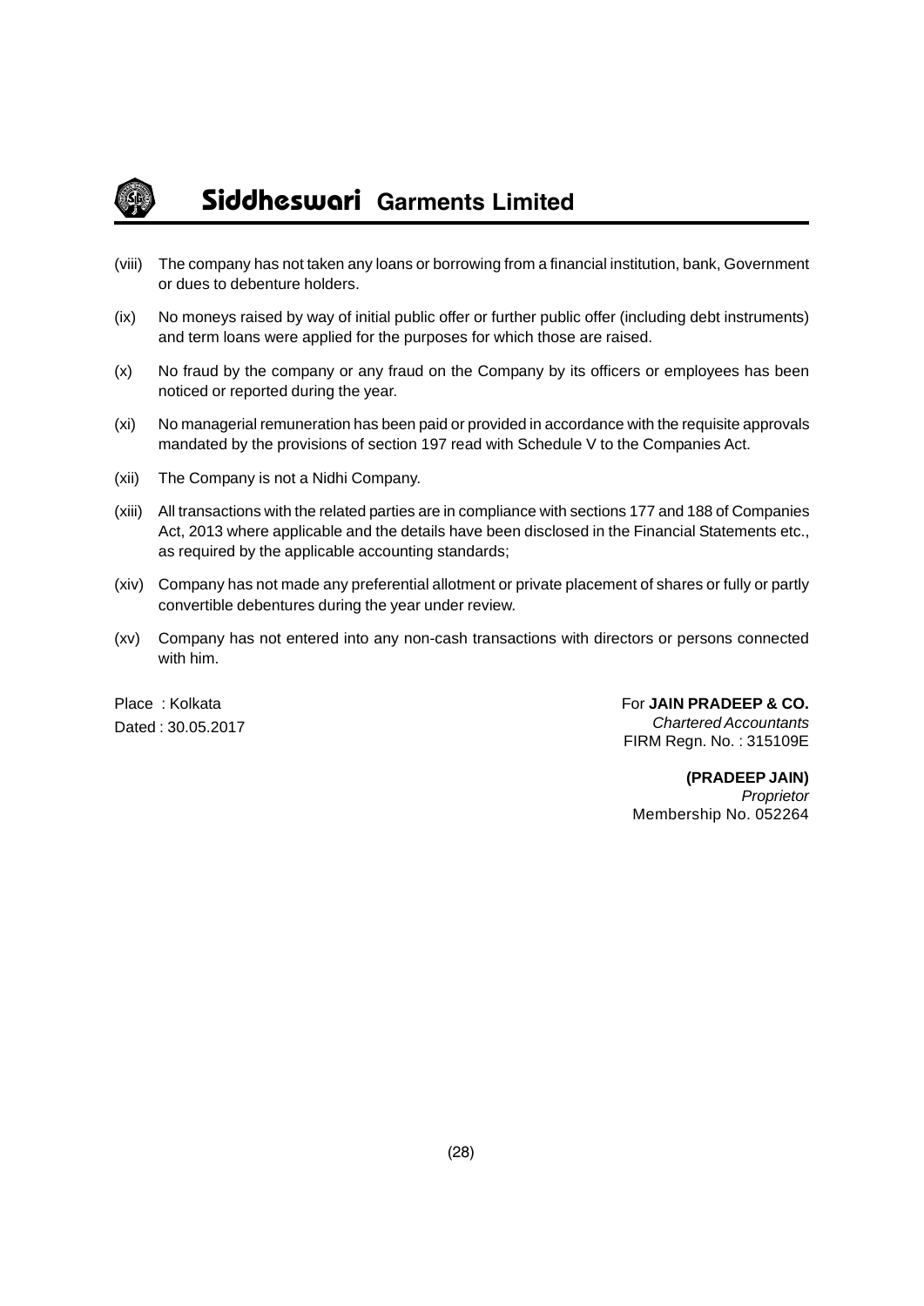(viii) The company has not taken any loans or borrowing from a financial institution, bank, Government or dues to debenture holders.

(ix) No moneys raised by way of initial public offer or further public offer (including debt instruments) and term loans were applied for the purposes for which those are raised.

(x) No fraud by the company or any fraud on the Company by its officers or employees has been noticed or reported during the year.

(xi) No managerial remuneration has been paid or provided in accordance with the requisite approvals mandated by the provisions of section 197 read with Schedule V to the Companies Act.

(xii) The Company is not a Nidhi Company.

(xiii) All transactions with the related parties are in compliance with sections 177 and 188 of Companies Act, 2013 where applicable and the details have been disclosed in the Financial Statements etc., as required by the applicable accounting standards;

(xiv) Company has not made any preferential allotment or private placement of shares or fully or partly convertible debentures during the year under review.

(xv) Company has not entered into any non-cash transactions with directors or persons connected with him.

Place : Kolkata
Dated : 30.05.2017

For **JAIN PRADEEP & CO.**
*Chartered Accountants*
FIRM Regn. No. : 315109E

**(PRADEEP JAIN)**
*Proprietor*
Membership No. 052264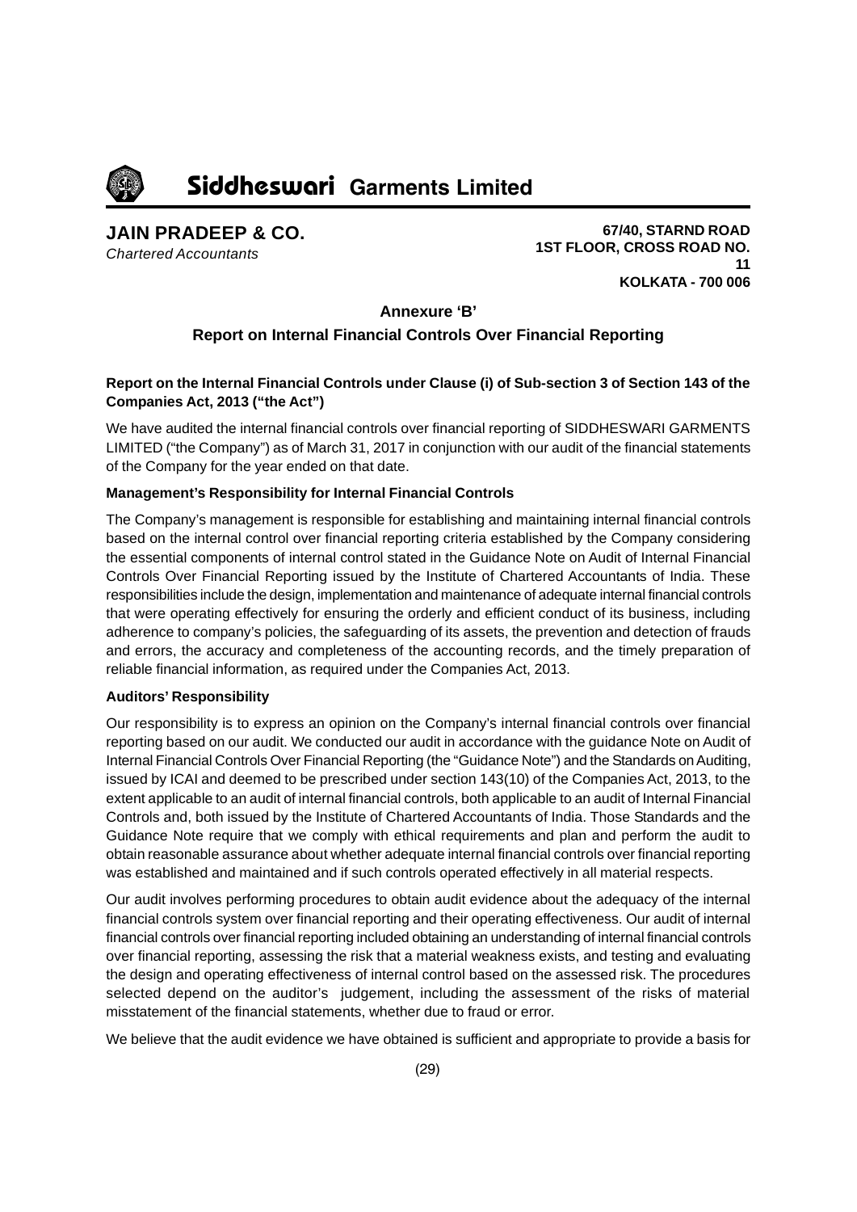**JAIN PRADEEP & CO.**
*Chartered Accountants*

**67/40, STARND ROAD**
**1ST FLOOR, CROSS ROAD NO. 11**
**KOLKATA - 700 006**

## Annexure 'B'

## Report on Internal Financial Controls Over Financial Reporting

**Report on the Internal Financial Controls under Clause (i) of Sub-section 3 of Section 143 of the Companies Act, 2013 ("the Act")**

We have audited the internal financial controls over financial reporting of SIDDHESWARI GARMENTS LIMITED ("the Company") as of March 31, 2017 in conjunction with our audit of the financial statements of the Company for the year ended on that date.

**Management's Responsibility for Internal Financial Controls**

The Company's management is responsible for establishing and maintaining internal financial controls based on the internal control over financial reporting criteria established by the Company considering the essential components of internal control stated in the Guidance Note on Audit of Internal Financial Controls Over Financial Reporting issued by the Institute of Chartered Accountants of India. These responsibilities include the design, implementation and maintenance of adequate internal financial controls that were operating effectively for ensuring the orderly and efficient conduct of its business, including adherence to company's policies, the safeguarding of its assets, the prevention and detection of frauds and errors, the accuracy and completeness of the accounting records, and the timely preparation of reliable financial information, as required under the Companies Act, 2013.

**Auditors' Responsibility**

Our responsibility is to express an opinion on the Company's internal financial controls over financial reporting based on our audit. We conducted our audit in accordance with the guidance Note on Audit of Internal Financial Controls Over Financial Reporting (the "Guidance Note") and the Standards on Auditing, issued by ICAI and deemed to be prescribed under section 143(10) of the Companies Act, 2013, to the extent applicable to an audit of internal financial controls, both applicable to an audit of Internal Financial Controls and, both issued by the Institute of Chartered Accountants of India. Those Standards and the Guidance Note require that we comply with ethical requirements and plan and perform the audit to obtain reasonable assurance about whether adequate internal financial controls over financial reporting was established and maintained and if such controls operated effectively in all material respects.

Our audit involves performing procedures to obtain audit evidence about the adequacy of the internal financial controls system over financial reporting and their operating effectiveness. Our audit of internal financial controls over financial reporting included obtaining an understanding of internal financial controls over financial reporting, assessing the risk that a material weakness exists, and testing and evaluating the design and operating effectiveness of internal control based on the assessed risk. The procedures selected depend on the auditor's judgement, including the assessment of the risks of material misstatement of the financial statements, whether due to fraud or error.

We believe that the audit evidence we have obtained is sufficient and appropriate to provide a basis for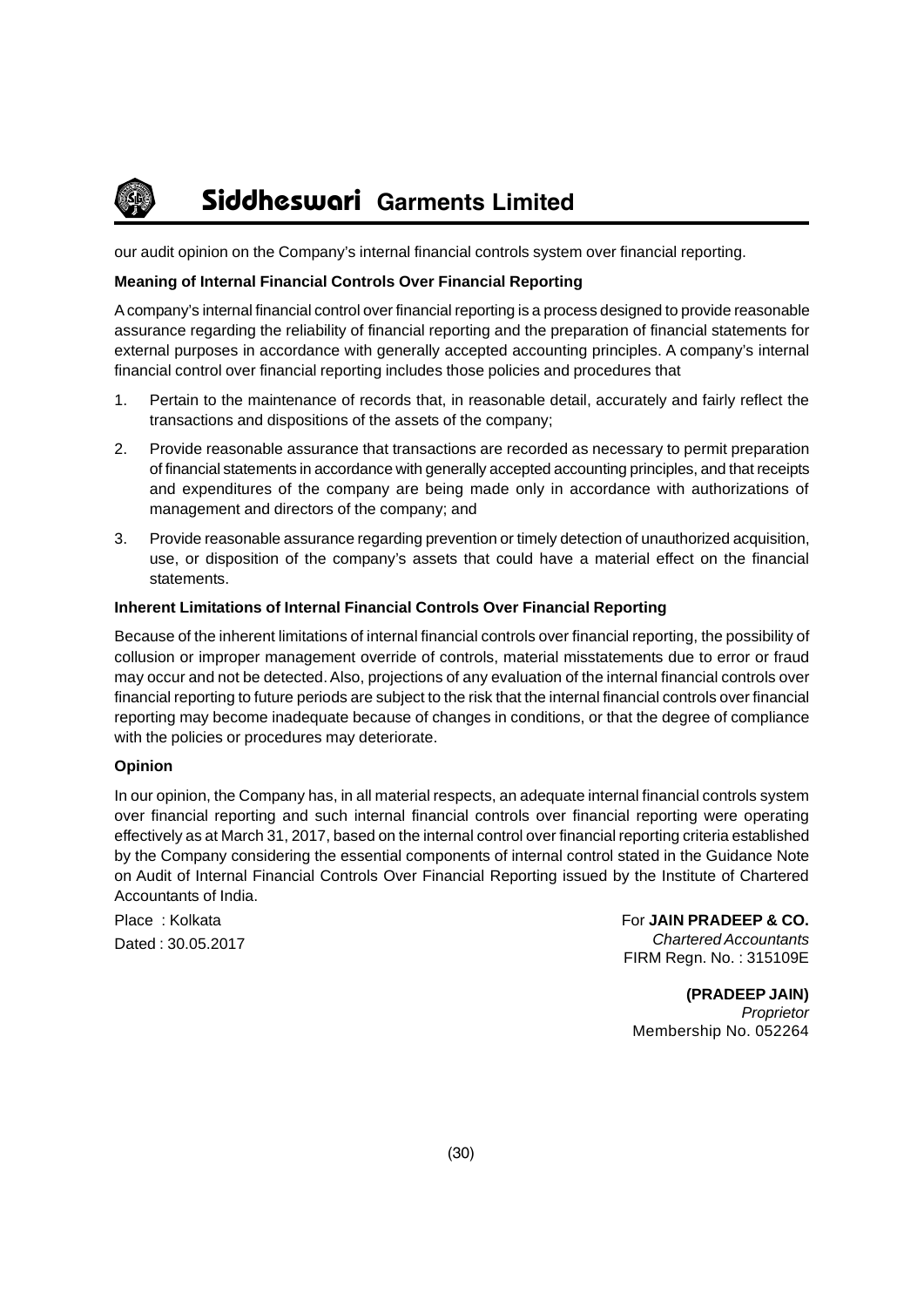our audit opinion on the Company's internal financial controls system over financial reporting.

**Meaning of Internal Financial Controls Over Financial Reporting**

A company's internal financial control over financial reporting is a process designed to provide reasonable assurance regarding the reliability of financial reporting and the preparation of financial statements for external purposes in accordance with generally accepted accounting principles. A company's internal financial control over financial reporting includes those policies and procedures that

1. Pertain to the maintenance of records that, in reasonable detail, accurately and fairly reflect the transactions and dispositions of the assets of the company;
2. Provide reasonable assurance that transactions are recorded as necessary to permit preparation of financial statements in accordance with generally accepted accounting principles, and that receipts and expenditures of the company are being made only in accordance with authorizations of management and directors of the company; and
3. Provide reasonable assurance regarding prevention or timely detection of unauthorized acquisition, use, or disposition of the company's assets that could have a material effect on the financial statements.

**Inherent Limitations of Internal Financial Controls Over Financial Reporting**

Because of the inherent limitations of internal financial controls over financial reporting, the possibility of collusion or improper management override of controls, material misstatements due to error or fraud may occur and not be detected. Also, projections of any evaluation of the internal financial controls over financial reporting to future periods are subject to the risk that the internal financial controls over financial reporting may become inadequate because of changes in conditions, or that the degree of compliance with the policies or procedures may deteriorate.

**Opinion**

In our opinion, the Company has, in all material respects, an adequate internal financial controls system over financial reporting and such internal financial controls over financial reporting were operating effectively as at March 31, 2017, based on the internal control over financial reporting criteria established by the Company considering the essential components of internal control stated in the Guidance Note on Audit of Internal Financial Controls Over Financial Reporting issued by the Institute of Chartered Accountants of India.

Place : Kolkata
Dated : 30.05.2017

For **JAIN PRADEEP & CO.**
*Chartered Accountants*
FIRM Regn. No. : 315109E

**(PRADEEP JAIN)**
*Proprietor*
Membership No. 052264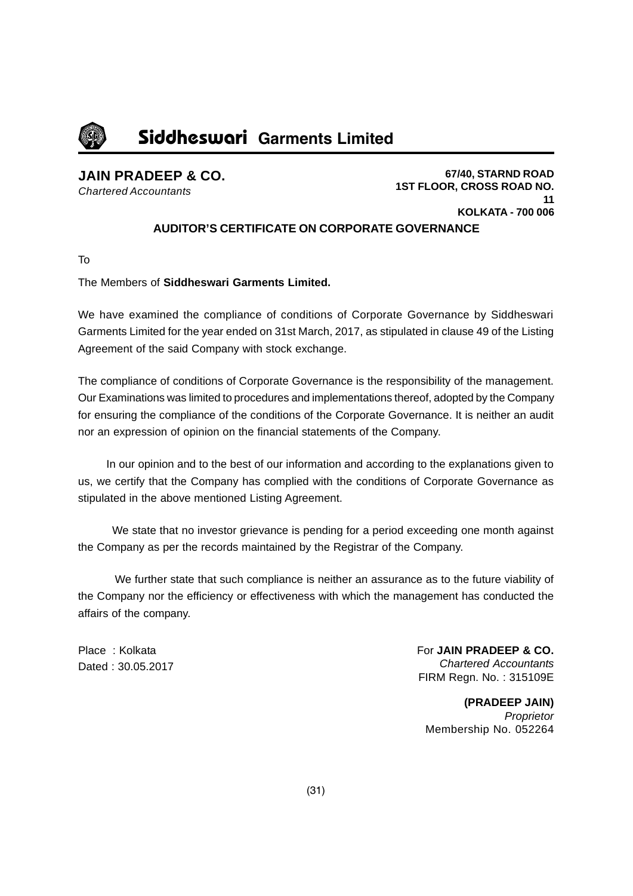**JAIN PRADEEP & CO.**
*Chartered Accountants*

**67/40, STARND ROAD**
**1ST FLOOR, CROSS ROAD NO. 11**
**KOLKATA - 700 006**

## AUDITOR'S CERTIFICATE ON CORPORATE GOVERNANCE

To

The Members of **Siddheswari Garments Limited.**

We have examined the compliance of conditions of Corporate Governance by Siddheswari Garments Limited for the year ended on 31st March, 2017, as stipulated in clause 49 of the Listing Agreement of the said Company with stock exchange.

The compliance of conditions of Corporate Governance is the responsibility of the management. Our Examinations was limited to procedures and implementations thereof, adopted by the Company for ensuring the compliance of the conditions of the Corporate Governance. It is neither an audit nor an expression of opinion on the financial statements of the Company.

In our opinion and to the best of our information and according to the explanations given to us, we certify that the Company has complied with the conditions of Corporate Governance as stipulated in the above mentioned Listing Agreement.

We state that no investor grievance is pending for a period exceeding one month against the Company as per the records maintained by the Registrar of the Company.

We further state that such compliance is neither an assurance as to the future viability of the Company nor the efficiency or effectiveness with which the management has conducted the affairs of the company.

Place : Kolkata
Dated : 30.05.2017

For **JAIN PRADEEP & CO.**
*Chartered Accountants*
FIRM Regn. No. : 315109E

**(PRADEEP JAIN)**
*Proprietor*
Membership No. 052264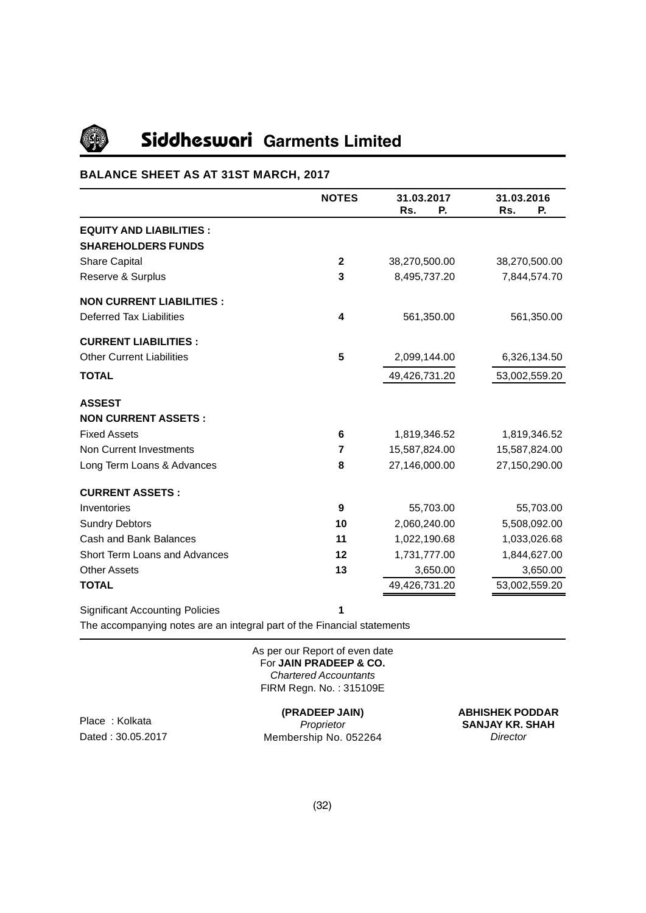# Siddheswari Garments Limited

## BALANCE SHEET AS AT 31ST MARCH, 2017

| | NOTES | 31.03.2017 Rs. P. | 31.03.2016 Rs. P. |
|---|---|---|---|
| **EQUITY AND LIABILITIES :** | | | |
| **SHAREHOLDERS FUNDS** | | | |
| Share Capital | 2 | 38,270,500.00 | 38,270,500.00 |
| Reserve & Surplus | 3 | 8,495,737.20 | 7,844,574.70 |
| **NON CURRENT LIABILITIES :** | | | |
| Deferred Tax Liabilities | 4 | 561,350.00 | 561,350.00 |
| **CURRENT LIABILITIES :** | | | |
| Other Current Liabilities | 5 | 2,099,144.00 | 6,326,134.50 |
| **TOTAL** | | 49,426,731.20 | 53,002,559.20 |
| **ASSEST** | | | |
| **NON CURRENT ASSETS :** | | | |
| Fixed Assets | 6 | 1,819,346.52 | 1,819,346.52 |
| Non Current Investments | 7 | 15,587,824.00 | 15,587,824.00 |
| Long Term Loans & Advances | 8 | 27,146,000.00 | 27,150,290.00 |
| **CURRENT ASSETS :** | | | |
| Inventories | 9 | 55,703.00 | 55,703.00 |
| Sundry Debtors | 10 | 2,060,240.00 | 5,508,092.00 |
| Cash and Bank Balances | 11 | 1,022,190.68 | 1,033,026.68 |
| Short Term Loans and Advances | 12 | 1,731,777.00 | 1,844,627.00 |
| Other Assets | 13 | 3,650.00 | 3,650.00 |
| **TOTAL** | | 49,426,731.20 | 53,002,559.20 |
| Significant Accounting Policies | 1 | | |

The accompanying notes are an integral part of the Financial statements

As per our Report of even date
For **JAIN PRADEEP & CO.**
*Chartered Accountants*
FIRM Regn. No. : 315109E

Place : Kolkata
Dated : 30.05.2017

**(PRADEEP JAIN)**
*Proprietor*
Membership No. 052264

**ABHISHEK PODDAR**
**SANJAY KR. SHAH**
*Director*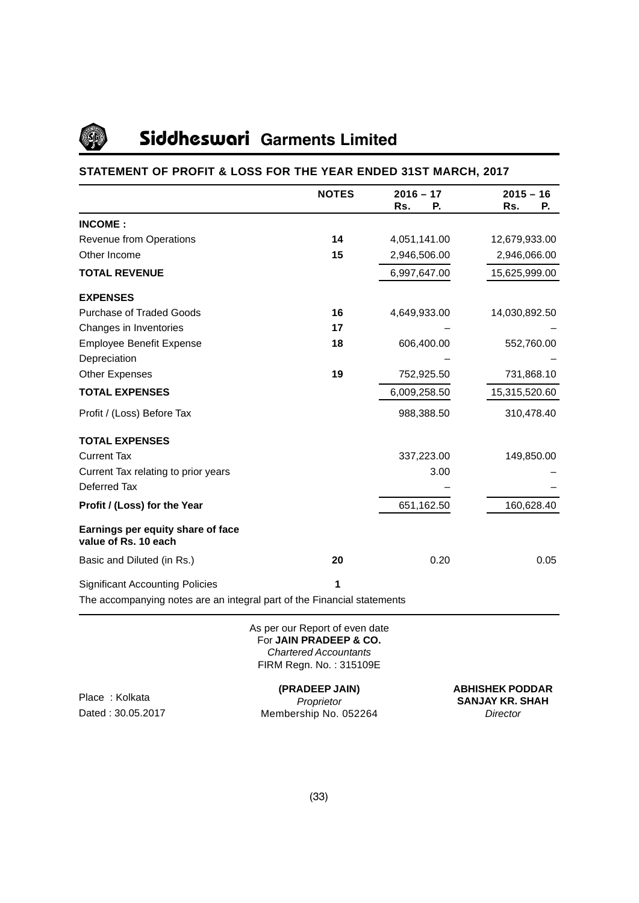# Siddheswari Garments Limited

## STATEMENT OF PROFIT & LOSS FOR THE YEAR ENDED 31ST MARCH, 2017

| | NOTES | 2016 – 17 Rs. P. | 2015 – 16 Rs. P. |
|---|---|---|---|
| **INCOME :** | | | |
| Revenue from Operations | 14 | 4,051,141.00 | 12,679,933.00 |
| Other Income | 15 | 2,946,506.00 | 2,946,066.00 |
| **TOTAL REVENUE** | | 6,997,647.00 | 15,625,999.00 |
| **EXPENSES** | | | |
| Purchase of Traded Goods | 16 | 4,649,933.00 | 14,030,892.50 |
| Changes in Inventories | 17 | – | – |
| Employee Benefit Expense | 18 | 606,400.00 | 552,760.00 |
| Depreciation | | – | – |
| Other Expenses | 19 | 752,925.50 | 731,868.10 |
| **TOTAL EXPENSES** | | 6,009,258.50 | 15,315,520.60 |
| Profit / (Loss) Before Tax | | 988,388.50 | 310,478.40 |
| **TOTAL EXPENSES** | | | |
| Current Tax | | 337,223.00 | 149,850.00 |
| Current Tax relating to prior years | | 3.00 | – |
| Deferred Tax | | – | – |
| **Profit / (Loss) for the Year** | | 651,162.50 | 160,628.40 |
| **Earnings per equity share of face value of Rs. 10 each** | | | |
| Basic and Diluted (in Rs.) | 20 | 0.20 | 0.05 |
| Significant Accounting Policies | 1 | | |

The accompanying notes are an integral part of the Financial statements

As per our Report of even date
For **JAIN PRADEEP & CO.**
*Chartered Accountants*
FIRM Regn. No. : 315109E

Place : Kolkata
Dated : 30.05.2017

**(PRADEEP JAIN)**
*Proprietor*
Membership No. 052264

**ABHISHEK PODDAR**
**SANJAY KR. SHAH**
*Director*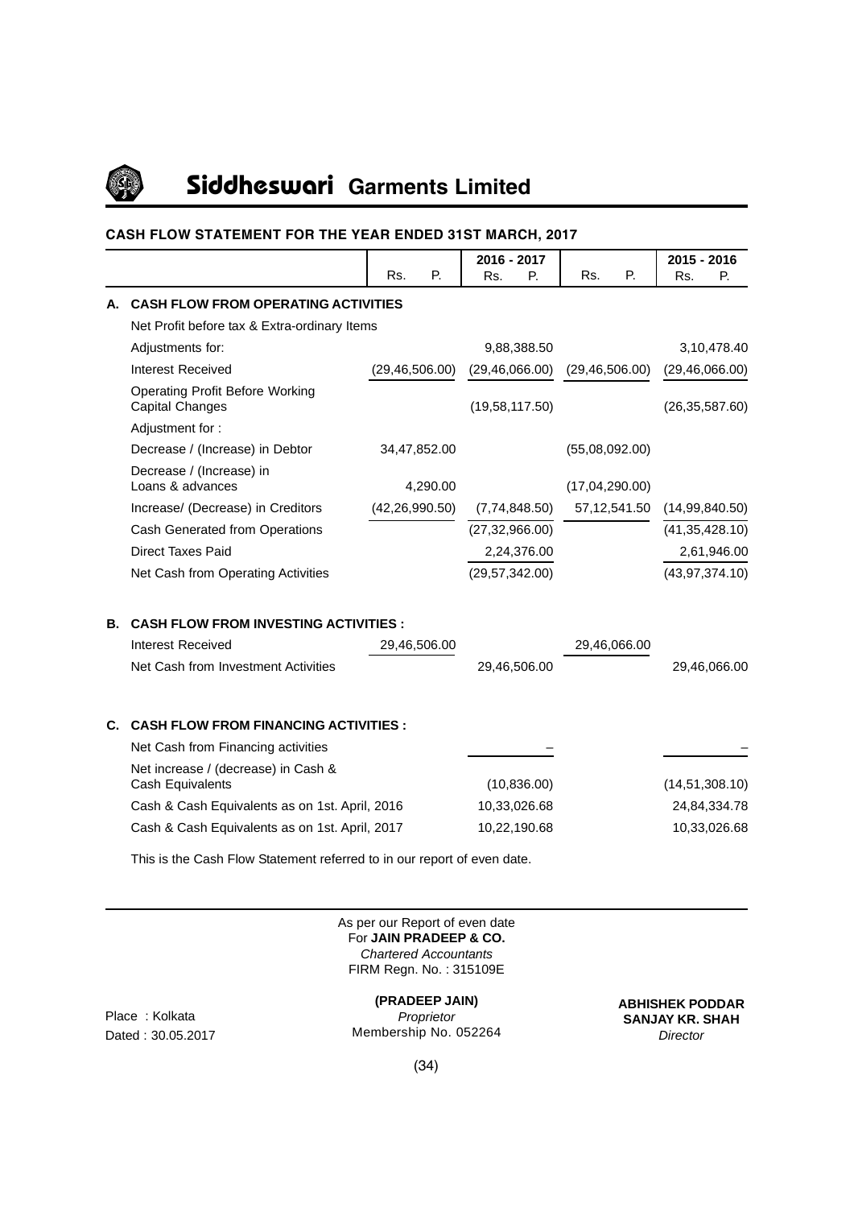# Siddheswari Garments Limited

## CASH FLOW STATEMENT FOR THE YEAR ENDED 31ST MARCH, 2017

| | | 2016 - 2017 | | | 2015 - 2016 |
|---|---|---|---|---|---|
| | | Rs. P. | Rs. P. | Rs. P. | Rs. P. |
| **A.** | **CASH FLOW FROM OPERATING ACTIVITIES** | | | | |
| | Net Profit before tax & Extra-ordinary Items | | | | |
| | Adjustments for: | | 9,88,388.50 | | 3,10,478.40 |
| | Interest Received | (29,46,506.00) | (29,46,066.00) | (29,46,506.00) | (29,46,066.00) |
| | Operating Profit Before Working Capital Changes | | (19,58,117.50) | | (26,35,587.60) |
| | Adjustment for : | | | | |
| | Decrease / (Increase) in Debtor | 34,47,852.00 | | (55,08,092.00) | |
| | Decrease / (Increase) in Loans & advances | 4,290.00 | | (17,04,290.00) | |
| | Increase/ (Decrease) in Creditors | (42,26,990.50) | (7,74,848.50) | 57,12,541.50 | (14,99,840.50) |
| | Cash Generated from Operations | | (27,32,966.00) | | (41,35,428.10) |
| | Direct Taxes Paid | | 2,24,376.00 | | 2,61,946.00 |
| | Net Cash from Operating Activities | | (29,57,342.00) | | (43,97,374.10) |
| **B.** | **CASH FLOW FROM INVESTING ACTIVITIES :** | | | | |
| | Interest Received | 29,46,506.00 | | 29,46,066.00 | |
| | Net Cash from Investment Activities | | 29,46,506.00 | | 29,46,066.00 |
| **C.** | **CASH FLOW FROM FINANCING ACTIVITIES :** | | | | |
| | Net Cash from Financing activities | | – | | – |
| | Net increase / (decrease) in Cash & Cash Equivalents | | (10,836.00) | | (14,51,308.10) |
| | Cash & Cash Equivalents as on 1st. April, 2016 | | 10,33,026.68 | | 24,84,334.78 |
| | Cash & Cash Equivalents as on 1st. April, 2017 | | 10,22,190.68 | | 10,33,026.68 |

This is the Cash Flow Statement referred to in our report of even date.

As per our Report of even date
For **JAIN PRADEEP & CO.**
*Chartered Accountants*
FIRM Regn. No. : 315109E

**(PRADEEP JAIN)**
*Proprietor*
Membership No. 052264

Place : Kolkata
Dated : 30.05.2017

**ABHISHEK PODDAR**
**SANJAY KR. SHAH**
*Director*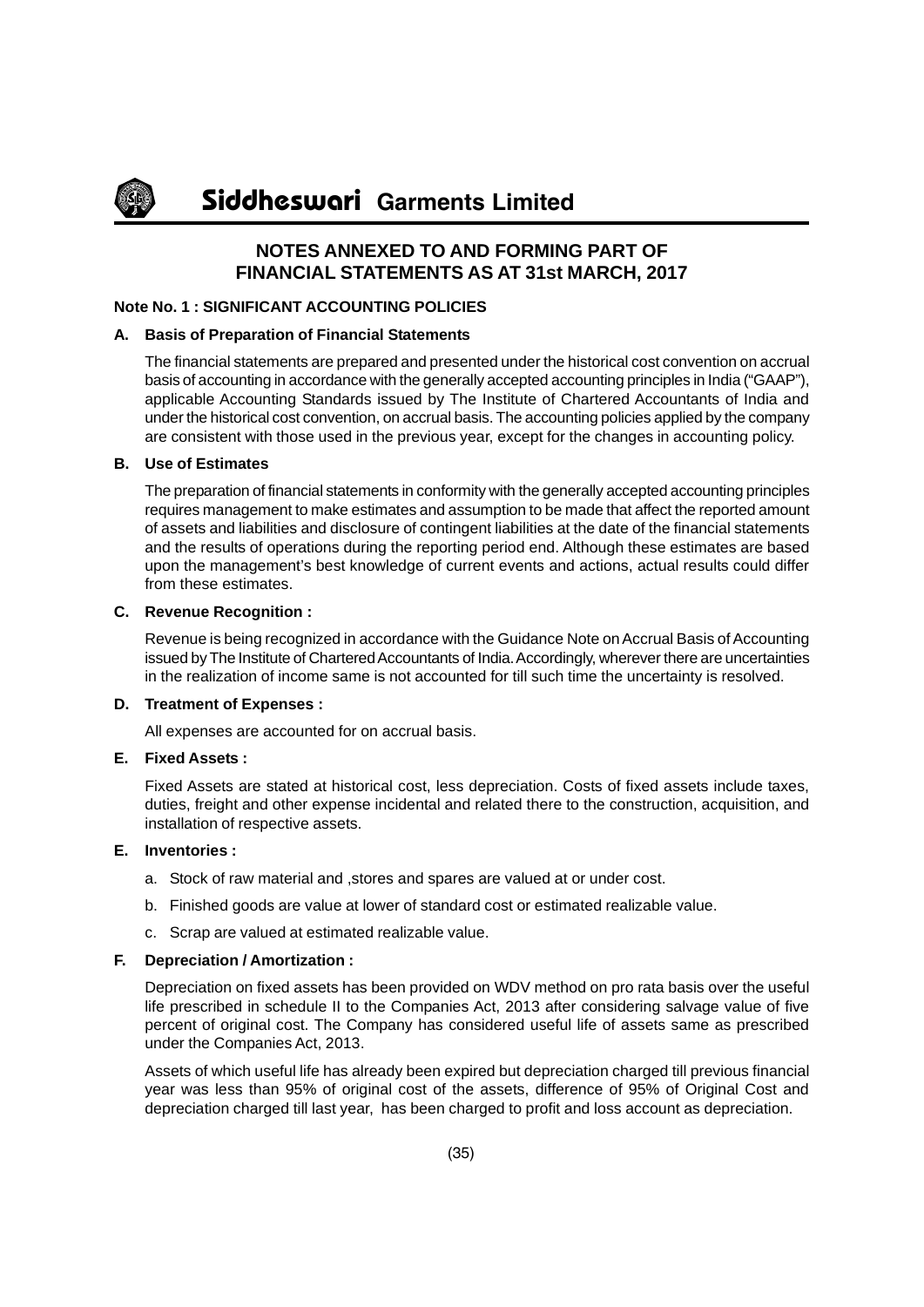## NOTES ANNEXED TO AND FORMING PART OF FINANCIAL STATEMENTS AS AT 31st MARCH, 2017

### Note No. 1 : SIGNIFICANT ACCOUNTING POLICIES

**A. Basis of Preparation of Financial Statements**

The financial statements are prepared and presented under the historical cost convention on accrual basis of accounting in accordance with the generally accepted accounting principles in India ("GAAP"), applicable Accounting Standards issued by The Institute of Chartered Accountants of India and under the historical cost convention, on accrual basis. The accounting policies applied by the company are consistent with those used in the previous year, except for the changes in accounting policy.

**B. Use of Estimates**

The preparation of financial statements in conformity with the generally accepted accounting principles requires management to make estimates and assumption to be made that affect the reported amount of assets and liabilities and disclosure of contingent liabilities at the date of the financial statements and the results of operations during the reporting period end. Although these estimates are based upon the management's best knowledge of current events and actions, actual results could differ from these estimates.

**C. Revenue Recognition :**

Revenue is being recognized in accordance with the Guidance Note on Accrual Basis of Accounting issued by The Institute of Chartered Accountants of India. Accordingly, wherever there are uncertainties in the realization of income same is not accounted for till such time the uncertainty is resolved.

**D. Treatment of Expenses :**

All expenses are accounted for on accrual basis.

**E. Fixed Assets :**

Fixed Assets are stated at historical cost, less depreciation. Costs of fixed assets include taxes, duties, freight and other expense incidental and related there to the construction, acquisition, and installation of respective assets.

**E. Inventories :**

a. Stock of raw material and ,stores and spares are valued at or under cost.

b. Finished goods are value at lower of standard cost or estimated realizable value.

c. Scrap are valued at estimated realizable value.

**F. Depreciation / Amortization :**

Depreciation on fixed assets has been provided on WDV method on pro rata basis over the useful life prescribed in schedule II to the Companies Act, 2013 after considering salvage value of five percent of original cost. The Company has considered useful life of assets same as prescribed under the Companies Act, 2013.

Assets of which useful life has already been expired but depreciation charged till previous financial year was less than 95% of original cost of the assets, difference of 95% of Original Cost and depreciation charged till last year, has been charged to profit and loss account as depreciation.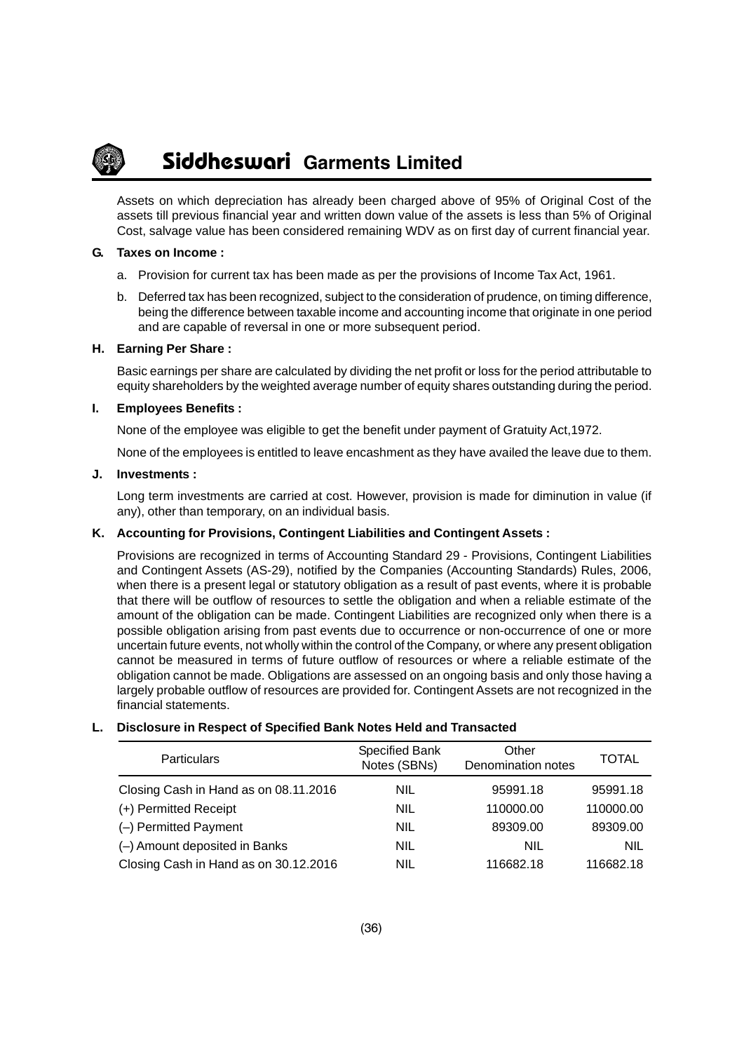Assets on which depreciation has already been charged above of 95% of Original Cost of the assets till previous financial year and written down value of the assets is less than 5% of Original Cost, salvage value has been considered remaining WDV as on first day of current financial year.

**G. Taxes on Income :**

a. Provision for current tax has been made as per the provisions of Income Tax Act, 1961.

b. Deferred tax has been recognized, subject to the consideration of prudence, on timing difference, being the difference between taxable income and accounting income that originate in one period and are capable of reversal in one or more subsequent period.

**H. Earning Per Share :**

Basic earnings per share are calculated by dividing the net profit or loss for the period attributable to equity shareholders by the weighted average number of equity shares outstanding during the period.

**I. Employees Benefits :**

None of the employee was eligible to get the benefit under payment of Gratuity Act,1972.

None of the employees is entitled to leave encashment as they have availed the leave due to them.

**J. Investments :**

Long term investments are carried at cost. However, provision is made for diminution in value (if any), other than temporary, on an individual basis.

**K. Accounting for Provisions, Contingent Liabilities and Contingent Assets :**

Provisions are recognized in terms of Accounting Standard 29 - Provisions, Contingent Liabilities and Contingent Assets (AS-29), notified by the Companies (Accounting Standards) Rules, 2006, when there is a present legal or statutory obligation as a result of past events, where it is probable that there will be outflow of resources to settle the obligation and when a reliable estimate of the amount of the obligation can be made. Contingent Liabilities are recognized only when there is a possible obligation arising from past events due to occurrence or non-occurrence of one or more uncertain future events, not wholly within the control of the Company, or where any present obligation cannot be measured in terms of future outflow of resources or where a reliable estimate of the obligation cannot be made. Obligations are assessed on an ongoing basis and only those having a largely probable outflow of resources are provided for. Contingent Assets are not recognized in the financial statements.

**L. Disclosure in Respect of Specified Bank Notes Held and Transacted**

| Particulars | Specified Bank Notes (SBNs) | Other Denomination notes | TOTAL |
|---|---|---|---|
| Closing Cash in Hand as on 08.11.2016 | NIL | 95991.18 | 95991.18 |
| (+) Permitted Receipt | NIL | 110000.00 | 110000.00 |
| (–) Permitted Payment | NIL | 89309.00 | 89309.00 |
| (–) Amount deposited in Banks | NIL | NIL | NIL |
| Closing Cash in Hand as on 30.12.2016 | NIL | 116682.18 | 116682.18 |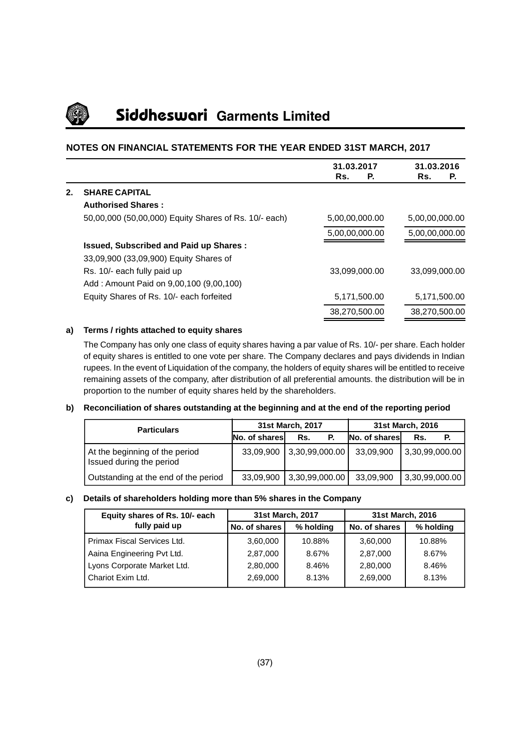## NOTES ON FINANCIAL STATEMENTS FOR THE YEAR ENDED 31ST MARCH, 2017

| | | 31.03.2017 Rs. P. | 31.03.2016 Rs. P. |
|---|---|---|---|
| **2.** | **SHARE CAPITAL** | | |
| | **Authorised Shares :** | | |
| | 50,00,000 (50,00,000) Equity Shares of Rs. 10/- each) | 5,00,00,000.00 | 5,00,00,000.00 |
| | | 5,00,00,000.00 | 5,00,00,000.00 |
| | **Issued, Subscribed and Paid up Shares :** | | |
| | 33,09,900 (33,09,900) Equity Shares of Rs. 10/- each fully paid up | 33,099,000.00 | 33,099,000.00 |
| | Add : Amount Paid on 9,00,100 (9,00,100) Equity Shares of Rs. 10/- each forfeited | 5,171,500.00 | 5,171,500.00 |
| | | 38,270,500.00 | 38,270,500.00 |

**a) Terms / rights attached to equity shares**

The Company has only one class of equity shares having a par value of Rs. 10/- per share. Each holder of equity shares is entitled to one vote per share. The Company declares and pays dividends in Indian rupees. In the event of Liquidation of the company, the holders of equity shares will be entitled to receive remaining assets of the company, after distribution of all preferential amounts. the distribution will be in proportion to the number of equity shares held by the shareholders.

**b) Reconciliation of shares outstanding at the beginning and at the end of the reporting period**

| Particulars | 31st March, 2017 | | 31st March, 2016 | |
|---|---|---|---|---|
| | No. of shares | Rs. P. | No. of shares | Rs. P. |
| At the beginning of the period Issued during the period | 33,09,900 | 3,30,99,000.00 | 33,09,900 | 3,30,99,000.00 |
| Outstanding at the end of the period | 33,09,900 | 3,30,99,000.00 | 33,09,900 | 3,30,99,000.00 |

**c) Details of shareholders holding more than 5% shares in the Company**

| Equity shares of Rs. 10/- each fully paid up | 31st March, 2017 | | 31st March, 2016 | |
|---|---|---|---|---|
| | No. of shares | % holding | No. of shares | % holding |
| Primax Fiscal Services Ltd. | 3,60,000 | 10.88% | 3,60,000 | 10.88% |
| Aaina Engineering Pvt Ltd. | 2,87,000 | 8.67% | 2,87,000 | 8.67% |
| Lyons Corporate Market Ltd. | 2,80,000 | 8.46% | 2,80,000 | 8.46% |
| Chariot Exim Ltd. | 2,69,000 | 8.13% | 2,69,000 | 8.13% |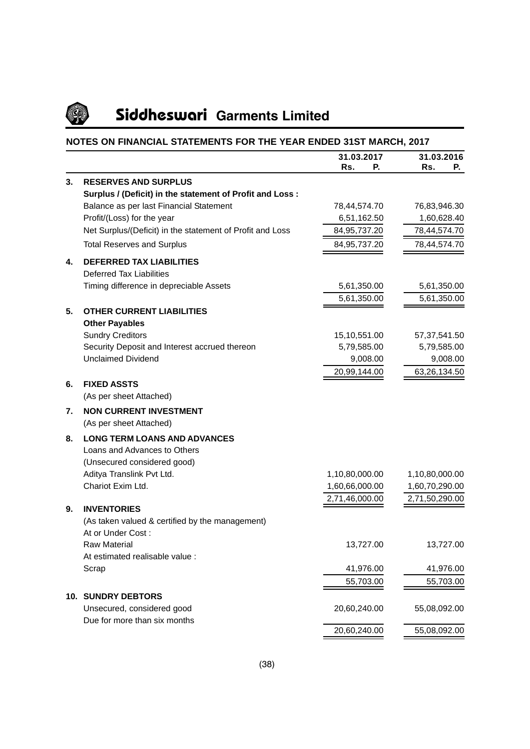## NOTES ON FINANCIAL STATEMENTS FOR THE YEAR ENDED 31ST MARCH, 2017

| | | 31.03.2017<br>Rs. P. | 31.03.2016<br>Rs. P. |
|---|---|---|---|
| **3.** | **RESERVES AND SURPLUS** | | |
| | **Surplus / (Deficit) in the statement of Profit and Loss :** | | |
| | Balance as per last Financial Statement | 78,44,574.70 | 76,83,946.30 |
| | Profit/(Loss) for the year | 6,51,162.50 | 1,60,628.40 |
| | Net Surplus/(Deficit) in the statement of Profit and Loss | 84,95,737.20 | 78,44,574.70 |
| | Total Reserves and Surplus | 84,95,737.20 | 78,44,574.70 |
| **4.** | **DEFERRED TAX LIABILITIES** | | |
| | Deferred Tax Liabilities | | |
| | Timing difference in depreciable Assets | 5,61,350.00 | 5,61,350.00 |
| | | 5,61,350.00 | 5,61,350.00 |
| **5.** | **OTHER CURRENT LIABILITIES** | | |
| | **Other Payables** | | |
| | Sundry Creditors | 15,10,551.00 | 57,37,541.50 |
| | Security Deposit and Interest accrued thereon | 5,79,585.00 | 5,79,585.00 |
| | Unclaimed Dividend | 9,008.00 | 9,008.00 |
| | | 20,99,144.00 | 63,26,134.50 |
| **6.** | **FIXED ASSTS** | | |
| | (As per sheet Attached) | | |
| **7.** | **NON CURRENT INVESTMENT** | | |
| | (As per sheet Attached) | | |
| **8.** | **LONG TERM LOANS AND ADVANCES** | | |
| | Loans and Advances to Others | | |
| | (Unsecured considered good) | | |
| | Aditya Translink Pvt Ltd. | 1,10,80,000.00 | 1,10,80,000.00 |
| | Chariot Exim Ltd. | 1,60,66,000.00 | 1,60,70,290.00 |
| | | 2,71,46,000.00 | 2,71,50,290.00 |
| **9.** | **INVENTORIES** | | |
| | (As taken valued & certified by the management) | | |
| | At or Under Cost : | | |
| | Raw Material | 13,727.00 | 13,727.00 |
| | At estimated realisable value : | | |
| | Scrap | 41,976.00 | 41,976.00 |
| | | 55,703.00 | 55,703.00 |
| **10.** | **SUNDRY DEBTORS** | | |
| | Unsecured, considered good | 20,60,240.00 | 55,08,092.00 |
| | Due for more than six months | | |
| | | 20,60,240.00 | 55,08,092.00 |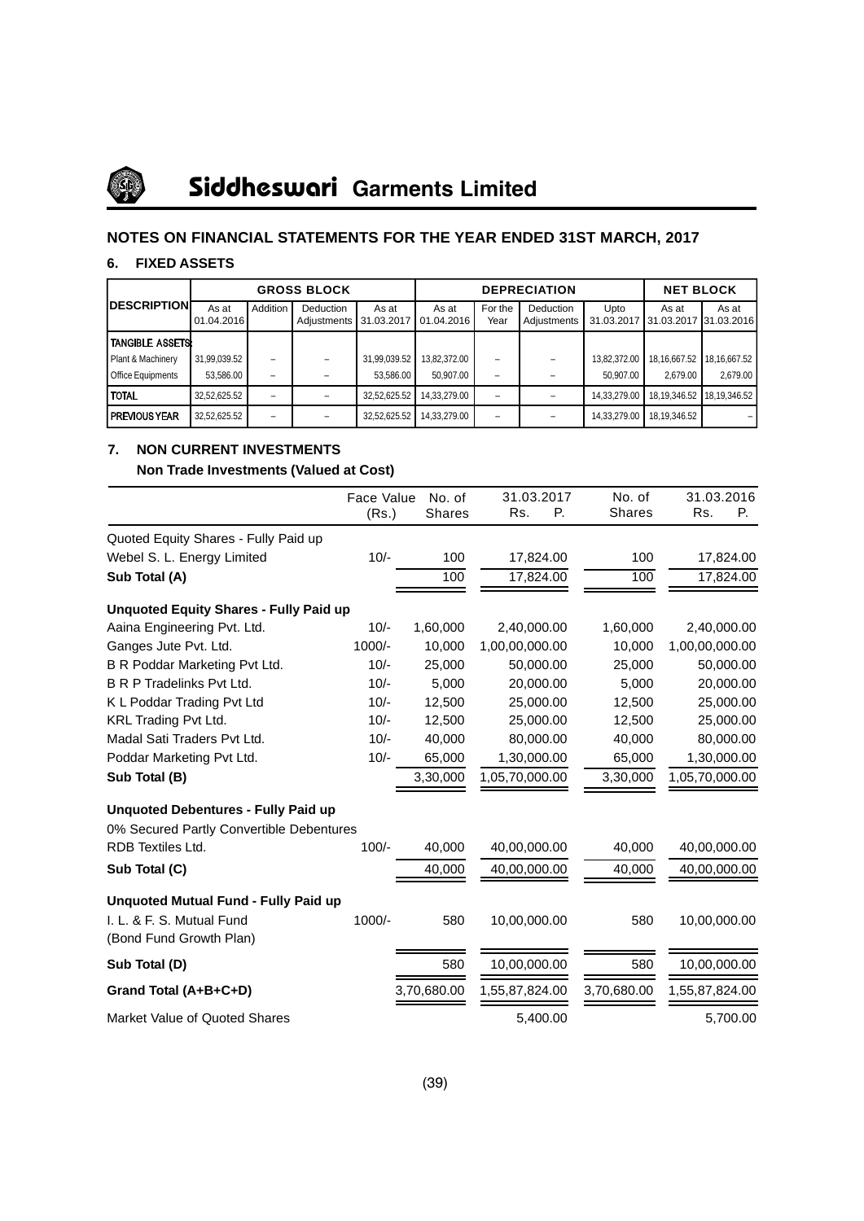## NOTES ON FINANCIAL STATEMENTS FOR THE YEAR ENDED 31ST MARCH, 2017

### 6. FIXED ASSETS

| DESCRIPTION | GROSS BLOCK | | | | DEPRECIATION | | | | NET BLOCK | |
|---|---|---|---|---|---|---|---|---|---|---|
| | As at 01.04.2016 | Addition | Deduction Adjustments | As at 31.03.2017 | As at 01.04.2016 | For the Year | Deduction Adjustments | Upto 31.03.2017 | As at 31.03.2017 | As at 31.03.2016 |
| TANGIBLE ASSETS: | | | | | | | | | | |
| Plant & Machinery | 31,99,039.52 | – | – | 31,99,039.52 | 13,82,372.00 | – | – | 13,82,372.00 | 18,16,667.52 | 18,16,667.52 |
| Office Equipments | 53,586.00 | – | – | 53,586.00 | 50,907.00 | – | – | 50,907.00 | 2,679.00 | 2,679.00 |
| TOTAL | 32,52,625.52 | – | – | 32,52,625.52 | 14,33,279.00 | – | – | 14,33,279.00 | 18,19,346.52 | 18,19,346.52 |
| PREVIOUS YEAR | 32,52,625.52 | – | – | 32,52,625.52 | 14,33,279.00 | – | – | 14,33,279.00 | 18,19,346.52 | – |

### 7. NON CURRENT INVESTMENTS

**Non Trade Investments (Valued at Cost)**

| | Face Value (Rs.) | No. of Shares | 31.03.2017 Rs. P. | No. of Shares | 31.03.2016 Rs. P. |
|---|---|---|---|---|---|
| Quoted Equity Shares - Fully Paid up | | | | | |
| Webel S. L. Energy Limited | 10/- | 100 | 17,824.00 | 100 | 17,824.00 |
| **Sub Total (A)** | | 100 | 17,824.00 | 100 | 17,824.00 |
| **Unquoted Equity Shares - Fully Paid up** | | | | | |
| Aaina Engineering Pvt. Ltd. | 10/- | 1,60,000 | 2,40,000.00 | 1,60,000 | 2,40,000.00 |
| Ganges Jute Pvt. Ltd. | 1000/- | 10,000 | 1,00,00,000.00 | 10,000 | 1,00,00,000.00 |
| B R Poddar Marketing Pvt Ltd. | 10/- | 25,000 | 50,000.00 | 25,000 | 50,000.00 |
| B R P Tradelinks Pvt Ltd. | 10/- | 5,000 | 20,000.00 | 5,000 | 20,000.00 |
| K L Poddar Trading Pvt Ltd | 10/- | 12,500 | 25,000.00 | 12,500 | 25,000.00 |
| KRL Trading Pvt Ltd. | 10/- | 12,500 | 25,000.00 | 12,500 | 25,000.00 |
| Madal Sati Traders Pvt Ltd. | 10/- | 40,000 | 80,000.00 | 40,000 | 80,000.00 |
| Poddar Marketing Pvt Ltd. | 10/- | 65,000 | 1,30,000.00 | 65,000 | 1,30,000.00 |
| **Sub Total (B)** | | 3,30,000 | 1,05,70,000.00 | 3,30,000 | 1,05,70,000.00 |
| **Unquoted Debentures - Fully Paid up** | | | | | |
| 0% Secured Partly Convertible Debentures | | | | | |
| RDB Textiles Ltd. | 100/- | 40,000 | 40,00,000.00 | 40,000 | 40,00,000.00 |
| **Sub Total (C)** | | 40,000 | 40,00,000.00 | 40,000 | 40,00,000.00 |
| **Unquoted Mutual Fund - Fully Paid up** | | | | | |
| I. L. & F. S. Mutual Fund (Bond Fund Growth Plan) | 1000/- | 580 | 10,00,000.00 | 580 | 10,00,000.00 |
| **Sub Total (D)** | | 580 | 10,00,000.00 | 580 | 10,00,000.00 |
| **Grand Total (A+B+C+D)** | | 3,70,680.00 | 1,55,87,824.00 | 3,70,680.00 | 1,55,87,824.00 |
| Market Value of Quoted Shares | | | 5,400.00 | | 5,700.00 |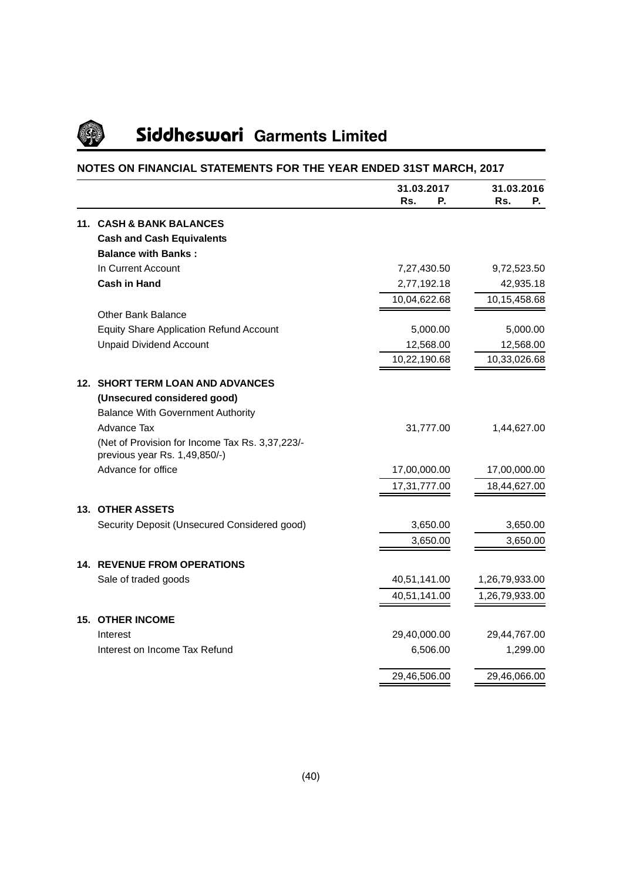## NOTES ON FINANCIAL STATEMENTS FOR THE YEAR ENDED 31ST MARCH, 2017

| | 31.03.2017 Rs. P. | 31.03.2016 Rs. P. |
|---|---|---|
| **11. CASH & BANK BALANCES** | | |
| **Cash and Cash Equivalents** | | |
| **Balance with Banks :** | | |
| In Current Account | 7,27,430.50 | 9,72,523.50 |
| **Cash in Hand** | 2,77,192.18 | 42,935.18 |
| | 10,04,622.68 | 10,15,458.68 |
| Other Bank Balance | | |
| Equity Share Application Refund Account | 5,000.00 | 5,000.00 |
| Unpaid Dividend Account | 12,568.00 | 12,568.00 |
| | 10,22,190.68 | 10,33,026.68 |
| **12. SHORT TERM LOAN AND ADVANCES** | | |
| **(Unsecured considered good)** | | |
| Balance With Government Authority | | |
| Advance Tax | 31,777.00 | 1,44,627.00 |
| (Net of Provision for Income Tax Rs. 3,37,223/- previous year Rs. 1,49,850/-) | | |
| Advance for office | 17,00,000.00 | 17,00,000.00 |
| | 17,31,777.00 | 18,44,627.00 |
| **13. OTHER ASSETS** | | |
| Security Deposit (Unsecured Considered good) | 3,650.00 | 3,650.00 |
| | 3,650.00 | 3,650.00 |
| **14. REVENUE FROM OPERATIONS** | | |
| Sale of traded goods | 40,51,141.00 | 1,26,79,933.00 |
| | 40,51,141.00 | 1,26,79,933.00 |
| **15. OTHER INCOME** | | |
| Interest | 29,40,000.00 | 29,44,767.00 |
| Interest on Income Tax Refund | 6,506.00 | 1,299.00 |
| | 29,46,506.00 | 29,46,066.00 |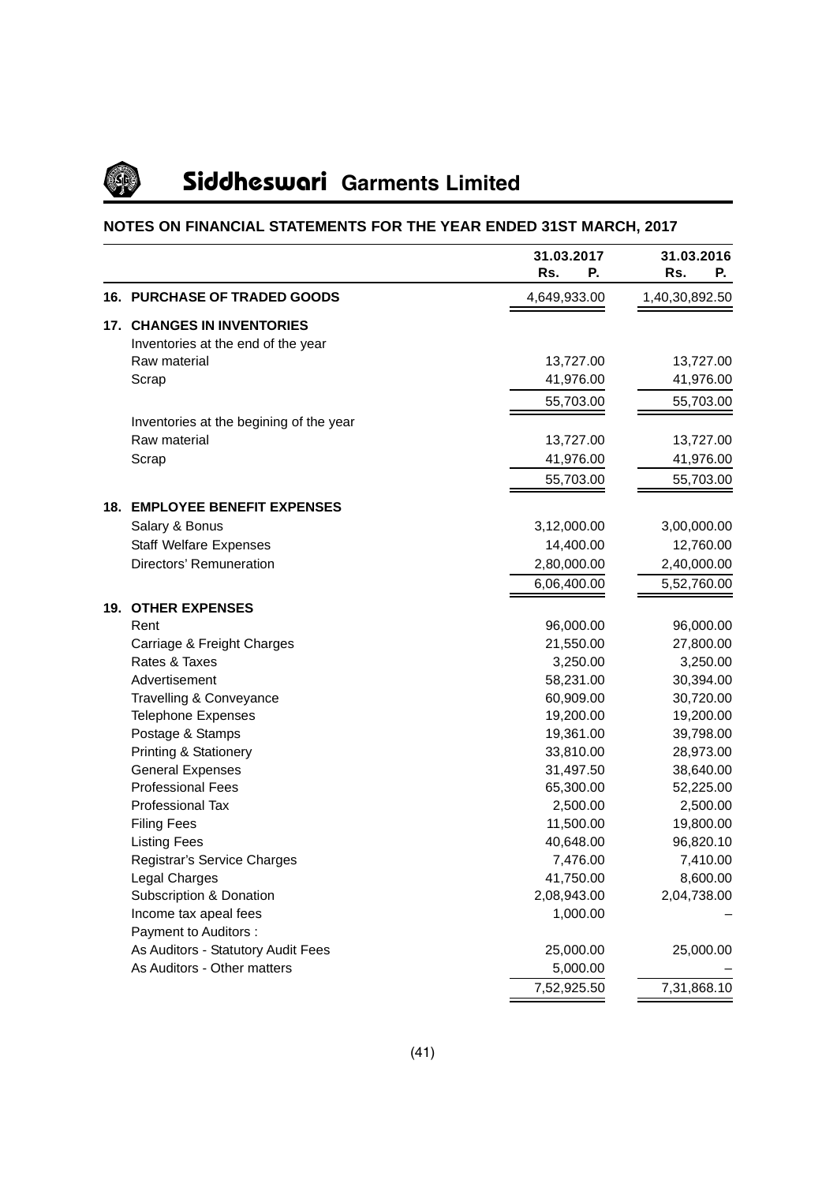# Siddheswari Garments Limited

## NOTES ON FINANCIAL STATEMENTS FOR THE YEAR ENDED 31ST MARCH, 2017

| | 31.03.2017<br>Rs. P. | 31.03.2016<br>Rs. P. |
|---|---|---|
| **16. PURCHASE OF TRADED GOODS** | 4,649,933.00 | 1,40,30,892.50 |
| **17. CHANGES IN INVENTORIES** | | |
| Inventories at the end of the year | | |
| Raw material | 13,727.00 | 13,727.00 |
| Scrap | 41,976.00 | 41,976.00 |
| | 55,703.00 | 55,703.00 |
| Inventories at the begining of the year | | |
| Raw material | 13,727.00 | 13,727.00 |
| Scrap | 41,976.00 | 41,976.00 |
| | 55,703.00 | 55,703.00 |
| **18. EMPLOYEE BENEFIT EXPENSES** | | |
| Salary & Bonus | 3,12,000.00 | 3,00,000.00 |
| Staff Welfare Expenses | 14,400.00 | 12,760.00 |
| Directors' Remuneration | 2,80,000.00 | 2,40,000.00 |
| | 6,06,400.00 | 5,52,760.00 |
| **19. OTHER EXPENSES** | | |
| Rent | 96,000.00 | 96,000.00 |
| Carriage & Freight Charges | 21,550.00 | 27,800.00 |
| Rates & Taxes | 3,250.00 | 3,250.00 |
| Advertisement | 58,231.00 | 30,394.00 |
| Travelling & Conveyance | 60,909.00 | 30,720.00 |
| Telephone Expenses | 19,200.00 | 19,200.00 |
| Postage & Stamps | 19,361.00 | 39,798.00 |
| Printing & Stationery | 33,810.00 | 28,973.00 |
| General Expenses | 31,497.50 | 38,640.00 |
| Professional Fees | 65,300.00 | 52,225.00 |
| Professional Tax | 2,500.00 | 2,500.00 |
| Filing Fees | 11,500.00 | 19,800.00 |
| Listing Fees | 40,648.00 | 96,820.10 |
| Registrar's Service Charges | 7,476.00 | 7,410.00 |
| Legal Charges | 41,750.00 | 8,600.00 |
| Subscription & Donation | 2,08,943.00 | 2,04,738.00 |
| Income tax apeal fees | 1,000.00 | – |
| Payment to Auditors : | | |
| As Auditors - Statutory Audit Fees | 25,000.00 | 25,000.00 |
| As Auditors - Other matters | 5,000.00 | – |
| | 7,52,925.50 | 7,31,868.10 |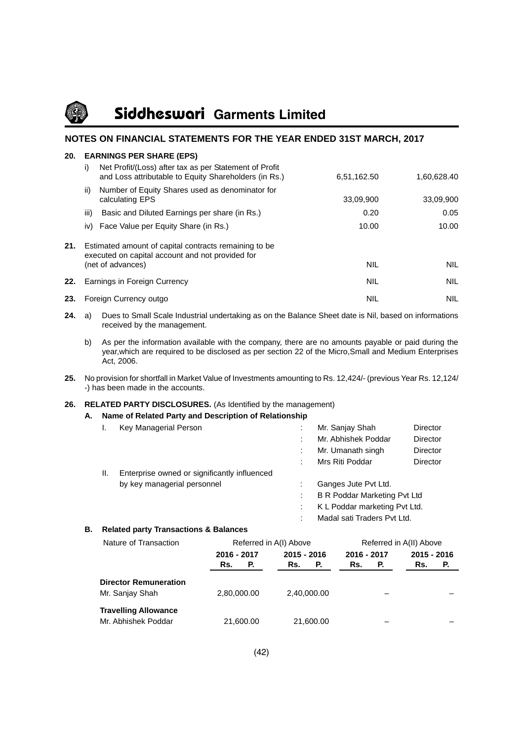# Siddheswari Garments Limited

## NOTES ON FINANCIAL STATEMENTS FOR THE YEAR ENDED 31ST MARCH, 2017

**20. EARNINGS PER SHARE (EPS)**

| | | | |
|---|---|---|---|
| i) | Net Profit/(Loss) after tax as per Statement of Profit and Loss attributable to Equity Shareholders (in Rs.) | 6,51,162.50 | 1,60,628.40 |
| ii) | Number of Equity Shares used as denominator for calculating EPS | 33,09,900 | 33,09,900 |
| iii) | Basic and Diluted Earnings per share (in Rs.) | 0.20 | 0.05 |
| iv) | Face Value per Equity Share (in Rs.) | 10.00 | 10.00 |

| | | | |
|---|---|---|---|
| **21.** | Estimated amount of capital contracts remaining to be executed on capital account and not provided for (net of advances) | NIL | NIL |
| **22.** | Earnings in Foreign Currency | NIL | NIL |
| **23.** | Foreign Currency outgo | NIL | NIL |

**24.** a) Dues to Small Scale Industrial undertaking as on the Balance Sheet date is Nil, based on informations received by the management.

b) As per the information available with the company, there are no amounts payable or paid during the year,which are required to be disclosed as per section 22 of the Micro,Small and Medium Enterprises Act, 2006.

**25.** No provision for shortfall in Market Value of Investments amounting to Rs. 12,424/- (previous Year Rs. 12,124/-) has been made in the accounts.

**26. RELATED PARTY DISCLOSURES.** (As Identified by the management)

**A. Name of Related Party and Description of Relationship**

| | | | |
|---|---|---|---|
| I. Key Managerial Person | : | Mr. Sanjay Shah | Director |
| | : | Mr. Abhishek Poddar | Director |
| | : | Mr. Umanath singh | Director |
| | : | Mrs Riti Poddar | Director |
| II. Enterprise owned or significantly influenced by key managerial personnel | : | Ganges Jute Pvt Ltd. | |
| | : | B R Poddar Marketing Pvt Ltd | |
| | : | K L Poddar marketing Pvt Ltd. | |
| | : | Madal sati Traders Pvt Ltd. | |

**B. Related party Transactions & Balances**

| Nature of Transaction | Referred in A(I) Above | | Referred in A(II) Above | |
|---|---|---|---|---|
| | 2016 - 2017<br>Rs. P. | 2015 - 2016<br>Rs. P. | 2016 - 2017<br>Rs. P. | 2015 - 2016<br>Rs. P. |
| **Director Remuneration** | | | | |
| Mr. Sanjay Shah | 2,80,000.00 | 2,40,000.00 | – | – |
| **Travelling Allowance** | | | | |
| Mr. Abhishek Poddar | 21,600.00 | 21,600.00 | – | – |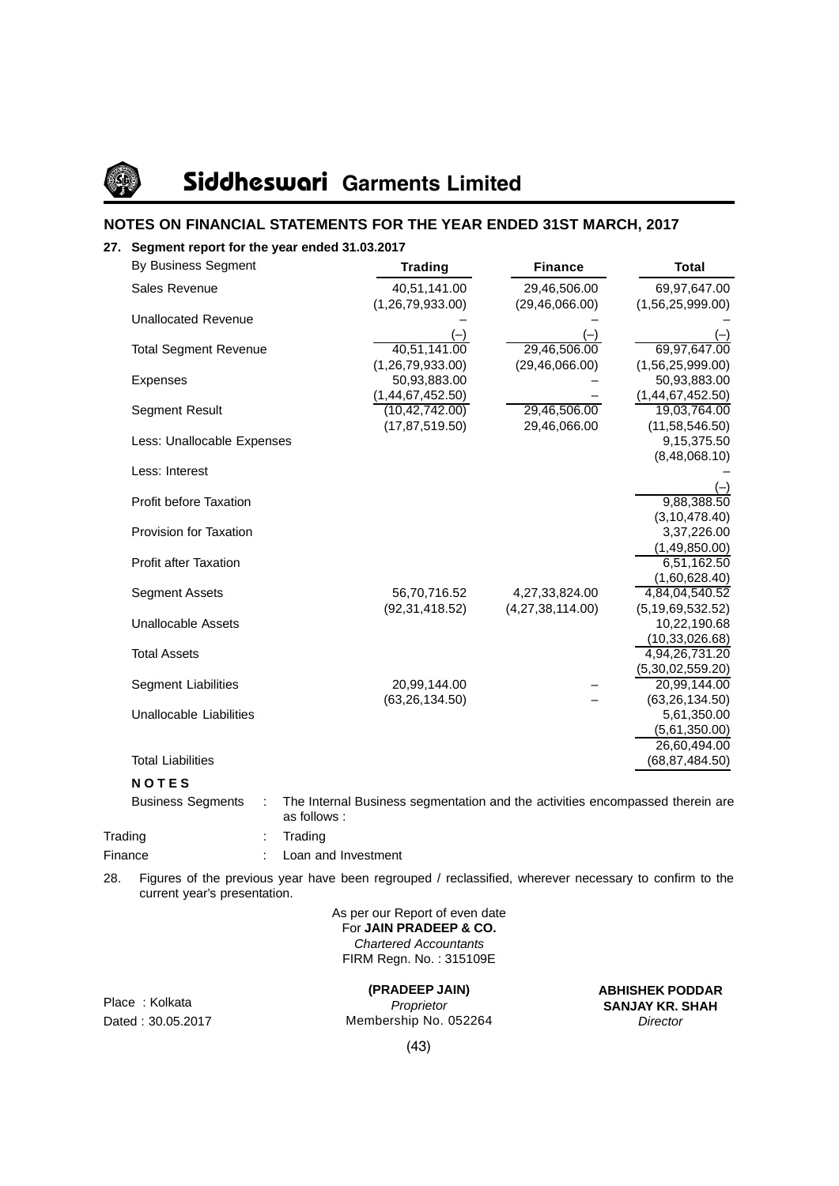# Siddheswari Garments Limited

## NOTES ON FINANCIAL STATEMENTS FOR THE YEAR ENDED 31ST MARCH, 2017

### 27. Segment report for the year ended 31.03.2017

| By Business Segment | Trading | Finance | Total |
|---|---|---|---|
| Sales Revenue | 40,51,141.00 | 29,46,506.00 | 69,97,647.00 |
| | (1,26,79,933.00) | (29,46,066.00) | (1,56,25,999.00) |
| Unallocated Revenue | – | – | – |
| | (–) | (–) | (–) |
| Total Segment Revenue | 40,51,141.00 | 29,46,506.00 | 69,97,647.00 |
| | (1,26,79,933.00) | (29,46,066.00) | (1,56,25,999.00) |
| Expenses | 50,93,883.00 | – | 50,93,883.00 |
| | (1,44,67,452.50) | – | (1,44,67,452.50) |
| Segment Result | (10,42,742.00) | 29,46,506.00 | 19,03,764.00 |
| | (17,87,519.50) | 29,46,066.00 | (11,58,546.50) |
| Less: Unallocable Expenses | | | 9,15,375.50 |
| | | | (8,48,068.10) |
| Less: Interest | | | – |
| | | | (–) |
| Profit before Taxation | | | 9,88,388.50 |
| | | | (3,10,478.40) |
| Provision for Taxation | | | 3,37,226.00 |
| | | | (1,49,850.00) |
| Profit after Taxation | | | 6,51,162.50 |
| | | | (1,60,628.40) |
| Segment Assets | 56,70,716.52 | 4,27,33,824.00 | 4,84,04,540.52 |
| | (92,31,418.52) | (4,27,38,114.00) | (5,19,69,532.52) |
| Unallocable Assets | | | 10,22,190.68 |
| | | | (10,33,026.68) |
| Total Assets | | | 4,94,26,731.20 |
| | | | (5,30,02,559.20) |
| Segment Liabilities | 20,99,144.00 | – | 20,99,144.00 |
| | (63,26,134.50) | – | (63,26,134.50) |
| Unallocable Liabilities | | | 5,61,350.00 |
| | | | (5,61,350.00) |
| Total Liabilities | | | 26,60,494.00 |
| | | | (68,87,484.50) |

**NOTES**

Business Segments : The Internal Business segmentation and the activities encompassed therein are as follows :

Trading : Trading

Finance : Loan and Investment

28. Figures of the previous year have been regrouped / reclassified, wherever necessary to confirm to the current year's presentation.

As per our Report of even date
For **JAIN PRADEEP & CO.**
*Chartered Accountants*
FIRM Regn. No. : 315109E

**(PRADEEP JAIN)**
*Proprietor*
Membership No. 052264

Place : Kolkata
Dated : 30.05.2017

**ABHISHEK PODDAR**
**SANJAY KR. SHAH**
*Director*